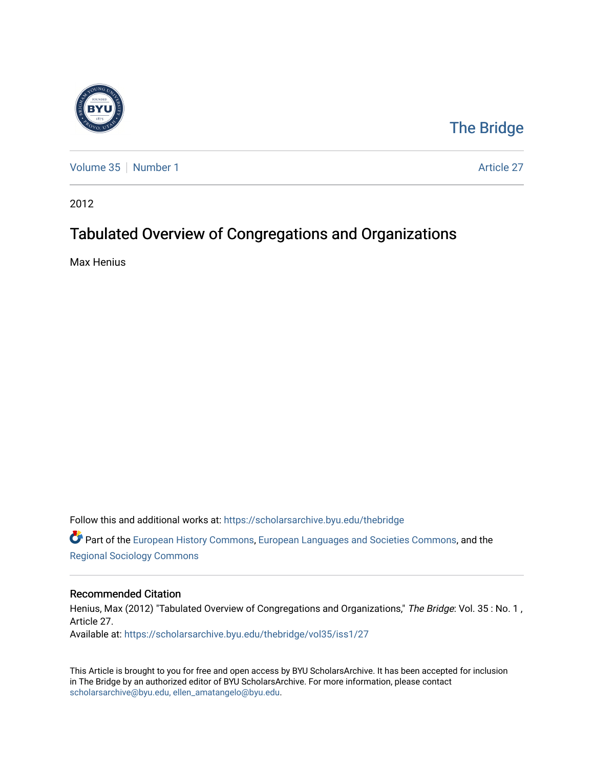The Bridge

Volume 35 | Number 1 | Article 27

2012

# Tabulated Overview of Congregations and Organizations

Max Henius

Follow this and additional works at: https://scholarsarchive.byu.edu/thebridge

Part of the European History Commons, European Languages and Societies Commons, and the Regional Sociology Commons

## Recommended Citation

Henius, Max (2012) "Tabulated Overview of Congregations and Organizations," *The Bridge*: Vol. 35 : No. 1 , Article 27.
Available at: https://scholarsarchive.byu.edu/thebridge/vol35/iss1/27

This Article is brought to you for free and open access by BYU ScholarsArchive. It has been accepted for inclusion in The Bridge by an authorized editor of BYU ScholarsArchive. For more information, please contact scholarsarchive@byu.edu, ellen_amatangelo@byu.edu.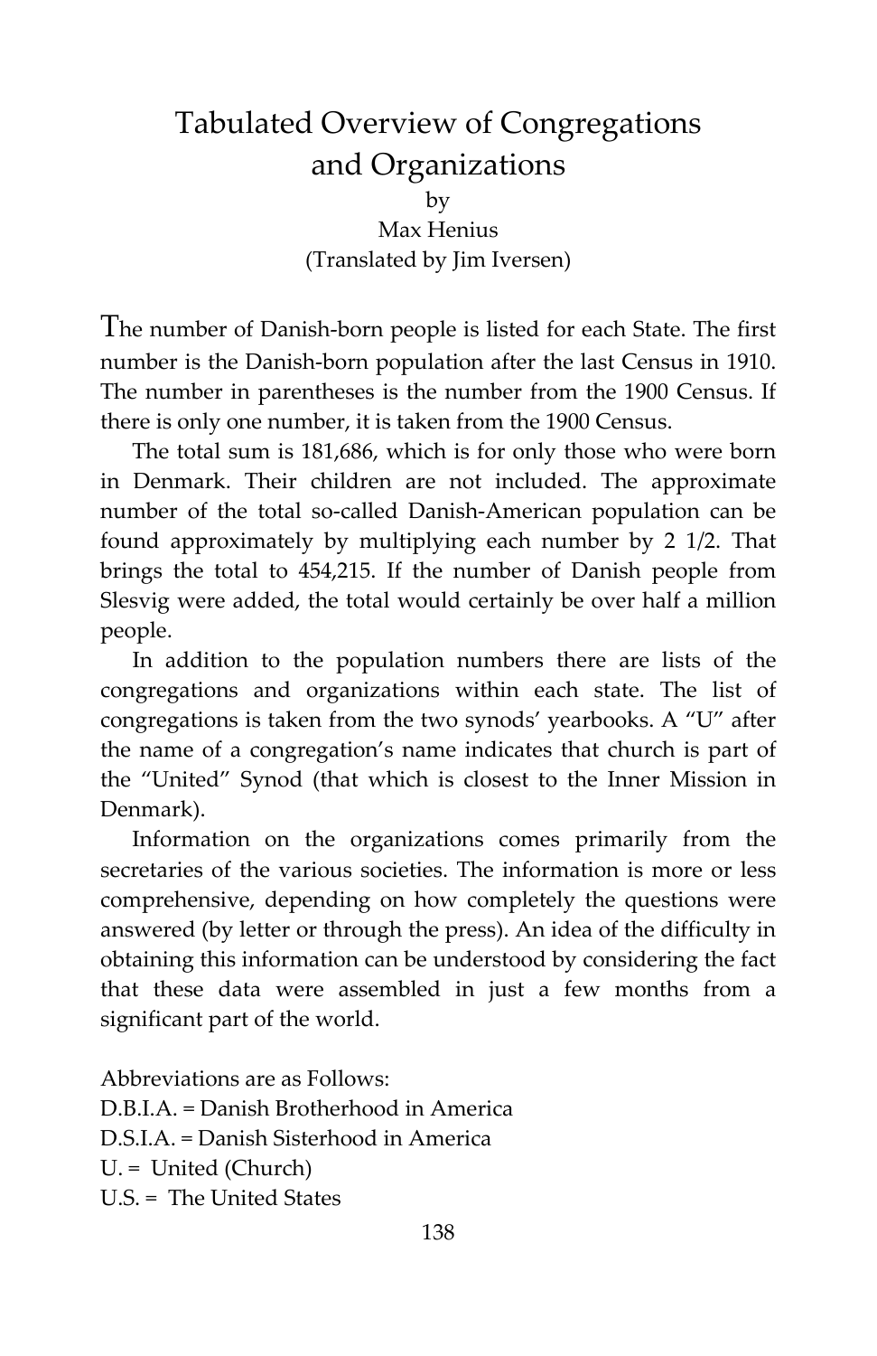# Tabulated Overview of Congregations and Organizations

by

Max Henius

(Translated by Jim Iversen)

The number of Danish-born people is listed for each State. The first number is the Danish-born population after the last Census in 1910. The number in parentheses is the number from the 1900 Census. If there is only one number, it is taken from the 1900 Census.

The total sum is 181,686, which is for only those who were born in Denmark. Their children are not included. The approximate number of the total so-called Danish-American population can be found approximately by multiplying each number by 2 1/2. That brings the total to 454,215. If the number of Danish people from Slesvig were added, the total would certainly be over half a million people.

In addition to the population numbers there are lists of the congregations and organizations within each state. The list of congregations is taken from the two synods' yearbooks. A "U" after the name of a congregation's name indicates that church is part of the "United" Synod (that which is closest to the Inner Mission in Denmark).

Information on the organizations comes primarily from the secretaries of the various societies. The information is more or less comprehensive, depending on how completely the questions were answered (by letter or through the press). An idea of the difficulty in obtaining this information can be understood by considering the fact that these data were assembled in just a few months from a significant part of the world.

Abbreviations are as Follows:

D.B.I.A. = Danish Brotherhood in America

D.S.I.A. = Danish Sisterhood in America

U. = United (Church)

U.S. = The United States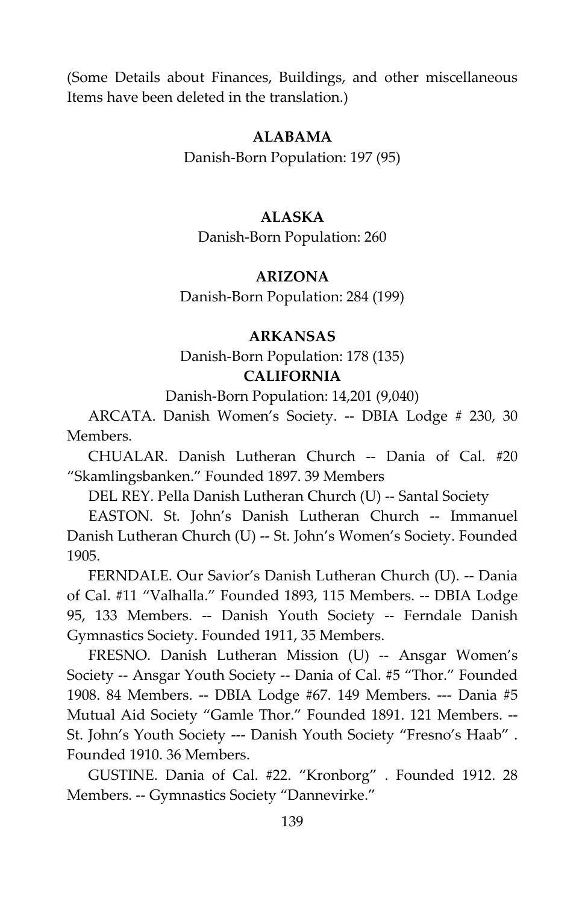(Some Details about Finances, Buildings, and other miscellaneous Items have been deleted in the translation.)

## ALABAMA

Danish-Born Population: 197 (95)

## ALASKA

Danish-Born Population: 260

## ARIZONA

Danish-Born Population: 284 (199)

## ARKANSAS

Danish-Born Population: 178 (135)

## CALIFORNIA

Danish-Born Population: 14,201 (9,040)

ARCATA. Danish Women’s Society. -- DBIA Lodge # 230, 30 Members.

CHUALAR. Danish Lutheran Church -- Dania of Cal. #20 “Skamlingsbanken.” Founded 1897. 39 Members

DEL REY. Pella Danish Lutheran Church (U) -- Santal Society

EASTON. St. John’s Danish Lutheran Church -- Immanuel Danish Lutheran Church (U) -- St. John’s Women’s Society. Founded 1905.

FERNDALE. Our Savior’s Danish Lutheran Church (U). -- Dania of Cal. #11 “Valhalla.” Founded 1893, 115 Members. -- DBIA Lodge 95, 133 Members. -- Danish Youth Society -- Ferndale Danish Gymnastics Society. Founded 1911, 35 Members.

FRESNO. Danish Lutheran Mission (U) -- Ansgar Women’s Society -- Ansgar Youth Society -- Dania of Cal. #5 “Thor.” Founded 1908. 84 Members. -- DBIA Lodge #67. 149 Members. --- Dania #5 Mutual Aid Society “Gamle Thor.” Founded 1891. 121 Members. -- St. John’s Youth Society --- Danish Youth Society “Fresno’s Haab” . Founded 1910. 36 Members.

GUSTINE. Dania of Cal. #22. “Kronborg” . Founded 1912. 28 Members. -- Gymnastics Society “Dannevirke.”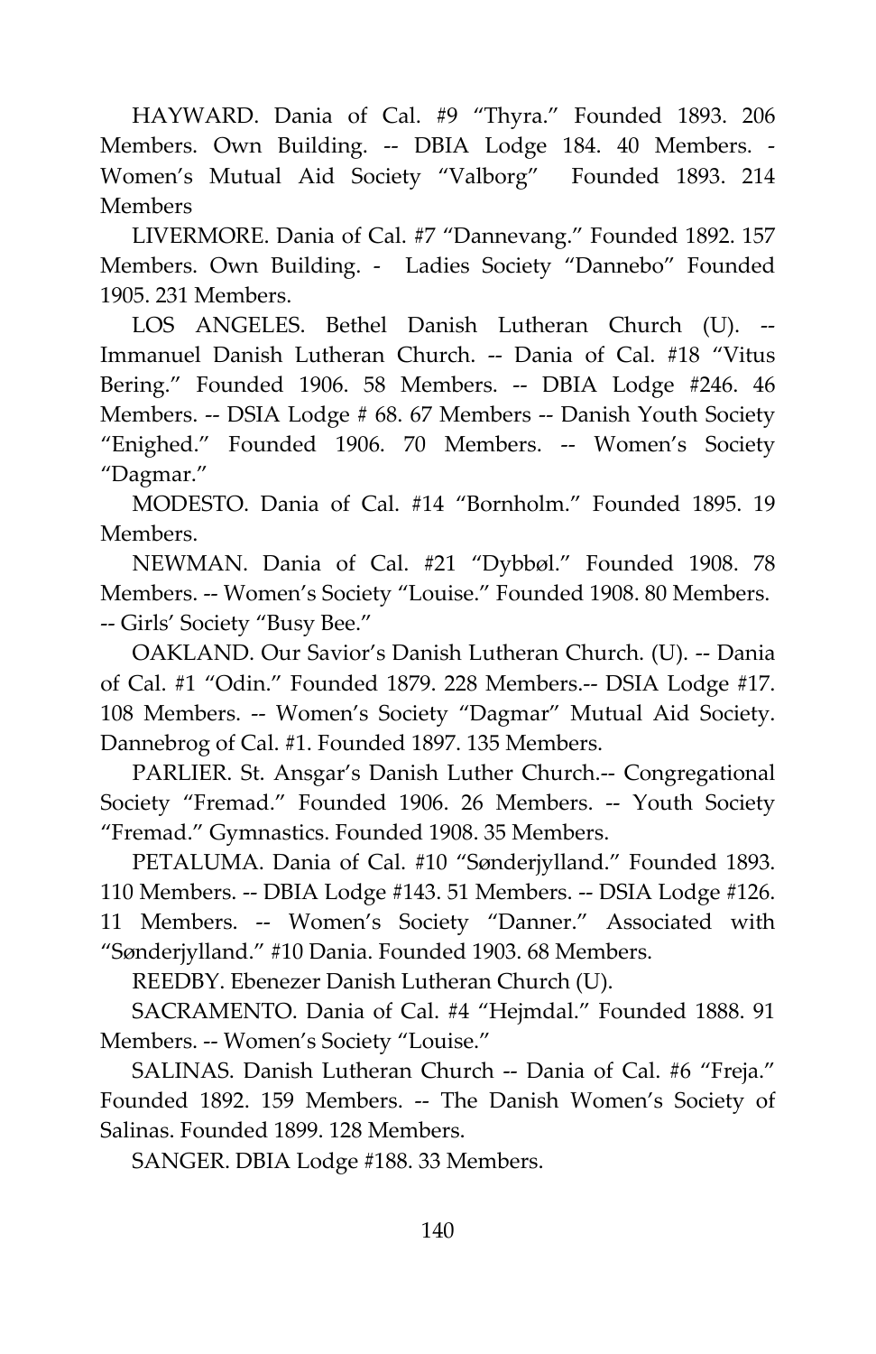HAYWARD. Dania of Cal. #9 “Thyra.” Founded 1893. 206 Members. Own Building. -- DBIA Lodge 184. 40 Members. - Women’s Mutual Aid Society “Valborg” Founded 1893. 214 Members

LIVERMORE. Dania of Cal. #7 “Dannevang.” Founded 1892. 157 Members. Own Building. - Ladies Society “Dannebo” Founded 1905. 231 Members.

LOS ANGELES. Bethel Danish Lutheran Church (U). -- Immanuel Danish Lutheran Church. -- Dania of Cal. #18 “Vitus Bering.” Founded 1906. 58 Members. -- DBIA Lodge #246. 46 Members. -- DSIA Lodge # 68. 67 Members -- Danish Youth Society “Enighed.” Founded 1906. 70 Members. -- Women’s Society “Dagmar.”

MODESTO. Dania of Cal. #14 “Bornholm.” Founded 1895. 19 Members.

NEWMAN. Dania of Cal. #21 “Dybbøl.” Founded 1908. 78 Members. -- Women’s Society “Louise.” Founded 1908. 80 Members. -- Girls’ Society “Busy Bee.”

OAKLAND. Our Savior’s Danish Lutheran Church. (U). -- Dania of Cal. #1 “Odin.” Founded 1879. 228 Members.-- DSIA Lodge #17. 108 Members. -- Women’s Society “Dagmar” Mutual Aid Society. Dannebrog of Cal. #1. Founded 1897. 135 Members.

PARLIER. St. Ansgar’s Danish Luther Church.-- Congregational Society “Fremad.” Founded 1906. 26 Members. -- Youth Society “Fremad.” Gymnastics. Founded 1908. 35 Members.

PETALUMA. Dania of Cal. #10 “Sønderjylland.” Founded 1893. 110 Members. -- DBIA Lodge #143. 51 Members. -- DSIA Lodge #126. 11 Members. -- Women’s Society “Danner.” Associated with “Sønderjylland.” #10 Dania. Founded 1903. 68 Members.

REEDBY. Ebenezer Danish Lutheran Church (U).

SACRAMENTO. Dania of Cal. #4 “Hejmdal.” Founded 1888. 91 Members. -- Women’s Society “Louise.”

SALINAS. Danish Lutheran Church -- Dania of Cal. #6 “Freja.” Founded 1892. 159 Members. -- The Danish Women’s Society of Salinas. Founded 1899. 128 Members.

SANGER. DBIA Lodge #188. 33 Members.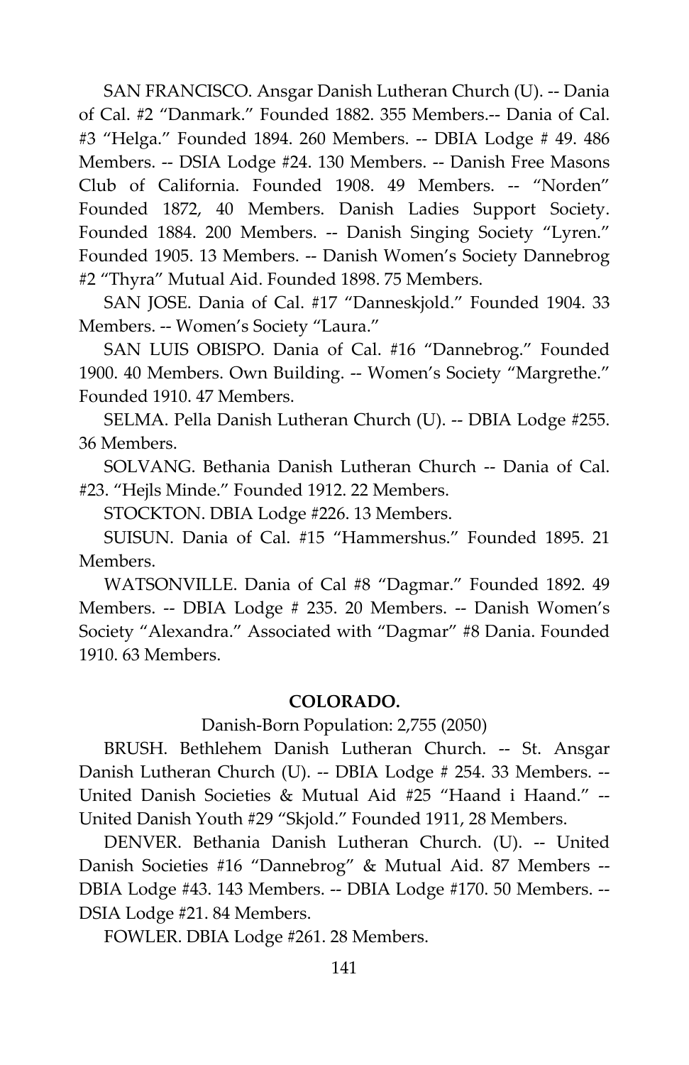SAN FRANCISCO. Ansgar Danish Lutheran Church (U). -- Dania of Cal. #2 "Danmark." Founded 1882. 355 Members.-- Dania of Cal. #3 "Helga." Founded 1894. 260 Members. -- DBIA Lodge # 49. 486 Members. -- DSIA Lodge #24. 130 Members. -- Danish Free Masons Club of California. Founded 1908. 49 Members. -- "Norden" Founded 1872, 40 Members. Danish Ladies Support Society. Founded 1884. 200 Members. -- Danish Singing Society "Lyren." Founded 1905. 13 Members. -- Danish Women's Society Dannebrog #2 "Thyra" Mutual Aid. Founded 1898. 75 Members.

SAN JOSE. Dania of Cal. #17 "Danneskjold." Founded 1904. 33 Members. -- Women's Society "Laura."

SAN LUIS OBISPO. Dania of Cal. #16 "Dannebrog." Founded 1900. 40 Members. Own Building. -- Women's Society "Margrethe." Founded 1910. 47 Members.

SELMA. Pella Danish Lutheran Church (U). -- DBIA Lodge #255. 36 Members.

SOLVANG. Bethania Danish Lutheran Church -- Dania of Cal. #23. "Hejls Minde." Founded 1912. 22 Members.

STOCKTON. DBIA Lodge #226. 13 Members.

SUISUN. Dania of Cal. #15 "Hammershus." Founded 1895. 21 Members.

WATSONVILLE. Dania of Cal #8 "Dagmar." Founded 1892. 49 Members. -- DBIA Lodge # 235. 20 Members. -- Danish Women's Society "Alexandra." Associated with "Dagmar" #8 Dania. Founded 1910. 63 Members.

## COLORADO.

Danish-Born Population: 2,755 (2050)

BRUSH. Bethlehem Danish Lutheran Church. -- St. Ansgar Danish Lutheran Church (U). -- DBIA Lodge # 254. 33 Members. -- United Danish Societies & Mutual Aid #25 "Haand i Haand." -- United Danish Youth #29 "Skjold." Founded 1911, 28 Members.

DENVER. Bethania Danish Lutheran Church. (U). -- United Danish Societies #16 "Dannebrog" & Mutual Aid. 87 Members -- DBIA Lodge #43. 143 Members. -- DBIA Lodge #170. 50 Members. -- DSIA Lodge #21. 84 Members.

FOWLER. DBIA Lodge #261. 28 Members.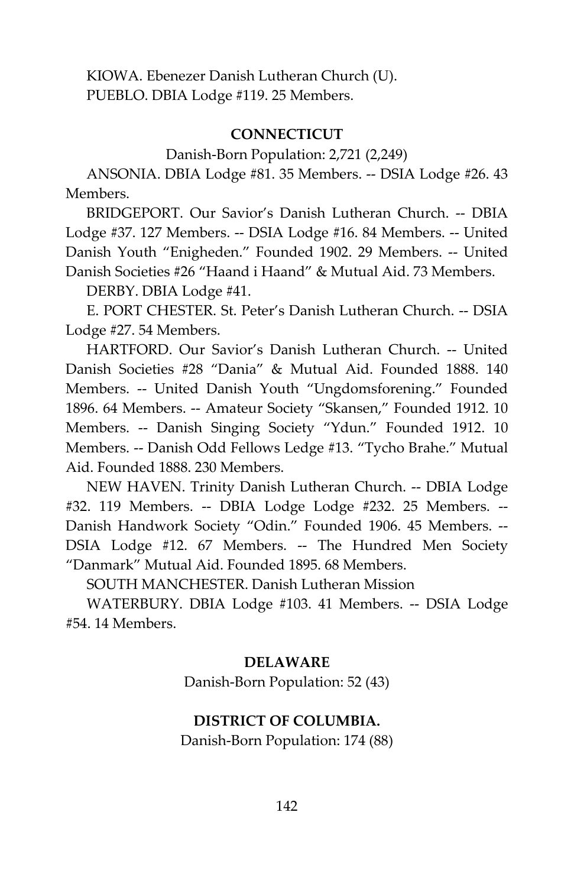KIOWA. Ebenezer Danish Lutheran Church (U).

PUEBLO. DBIA Lodge #119. 25 Members.

## CONNECTICUT

Danish-Born Population: 2,721 (2,249)

ANSONIA. DBIA Lodge #81. 35 Members. -- DSIA Lodge #26. 43 Members.

BRIDGEPORT. Our Savior's Danish Lutheran Church. -- DBIA Lodge #37. 127 Members. -- DSIA Lodge #16. 84 Members. -- United Danish Youth "Enigheden." Founded 1902. 29 Members. -- United Danish Societies #26 "Haand i Haand" & Mutual Aid. 73 Members.

DERBY. DBIA Lodge #41.

E. PORT CHESTER. St. Peter's Danish Lutheran Church. -- DSIA Lodge #27. 54 Members.

HARTFORD. Our Savior's Danish Lutheran Church. -- United Danish Societies #28 "Dania" & Mutual Aid. Founded 1888. 140 Members. -- United Danish Youth "Ungdomsforening." Founded 1896. 64 Members. -- Amateur Society "Skansen," Founded 1912. 10 Members. -- Danish Singing Society "Ydun." Founded 1912. 10 Members. -- Danish Odd Fellows Ledge #13. "Tycho Brahe." Mutual Aid. Founded 1888. 230 Members.

NEW HAVEN. Trinity Danish Lutheran Church. -- DBIA Lodge #32. 119 Members. -- DBIA Lodge Lodge #232. 25 Members. -- Danish Handwork Society "Odin." Founded 1906. 45 Members. -- DSIA Lodge #12. 67 Members. -- The Hundred Men Society "Danmark" Mutual Aid. Founded 1895. 68 Members.

SOUTH MANCHESTER. Danish Lutheran Mission

WATERBURY. DBIA Lodge #103. 41 Members. -- DSIA Lodge #54. 14 Members.

## DELAWARE

Danish-Born Population: 52 (43)

## DISTRICT OF COLUMBIA.

Danish-Born Population: 174 (88)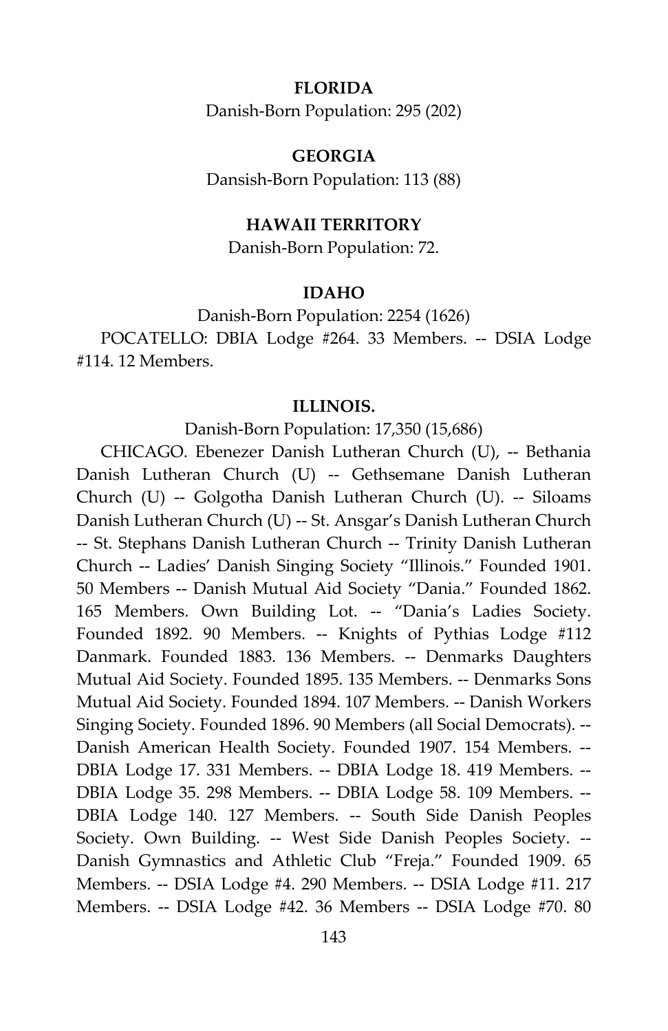**FLORIDA**

Danish-Born Population: 295 (202)

**GEORGIA**

Dansish-Born Population: 113 (88)

**HAWAII TERRITORY**

Danish-Born Population: 72.

**IDAHO**

Danish-Born Population: 2254 (1626)

POCATELLO: DBIA Lodge #264. 33 Members. -- DSIA Lodge #114. 12 Members.

**ILLINOIS.**

Danish-Born Population: 17,350 (15,686)

CHICAGO. Ebenezer Danish Lutheran Church (U), -- Bethania Danish Lutheran Church (U) -- Gethsemane Danish Lutheran Church (U) -- Golgotha Danish Lutheran Church (U). -- Siloams Danish Lutheran Church (U) -- St. Ansgar's Danish Lutheran Church -- St. Stephans Danish Lutheran Church -- Trinity Danish Lutheran Church -- Ladies' Danish Singing Society "Illinois." Founded 1901. 50 Members -- Danish Mutual Aid Society "Dania." Founded 1862. 165 Members. Own Building Lot. -- "Dania's Ladies Society. Founded 1892. 90 Members. -- Knights of Pythias Lodge #112 Danmark. Founded 1883. 136 Members. -- Denmarks Daughters Mutual Aid Society. Founded 1895. 135 Members. -- Denmarks Sons Mutual Aid Society. Founded 1894. 107 Members. -- Danish Workers Singing Society. Founded 1896. 90 Members (all Social Democrats). -- Danish American Health Society. Founded 1907. 154 Members. -- DBIA Lodge 17. 331 Members. -- DBIA Lodge 18. 419 Members. -- DBIA Lodge 35. 298 Members. -- DBIA Lodge 58. 109 Members. -- DBIA Lodge 140. 127 Members. -- South Side Danish Peoples Society. Own Building. -- West Side Danish Peoples Society. -- Danish Gymnastics and Athletic Club "Freja." Founded 1909. 65 Members. -- DSIA Lodge #4. 290 Members. -- DSIA Lodge #11. 217 Members. -- DSIA Lodge #42. 36 Members -- DSIA Lodge #70. 80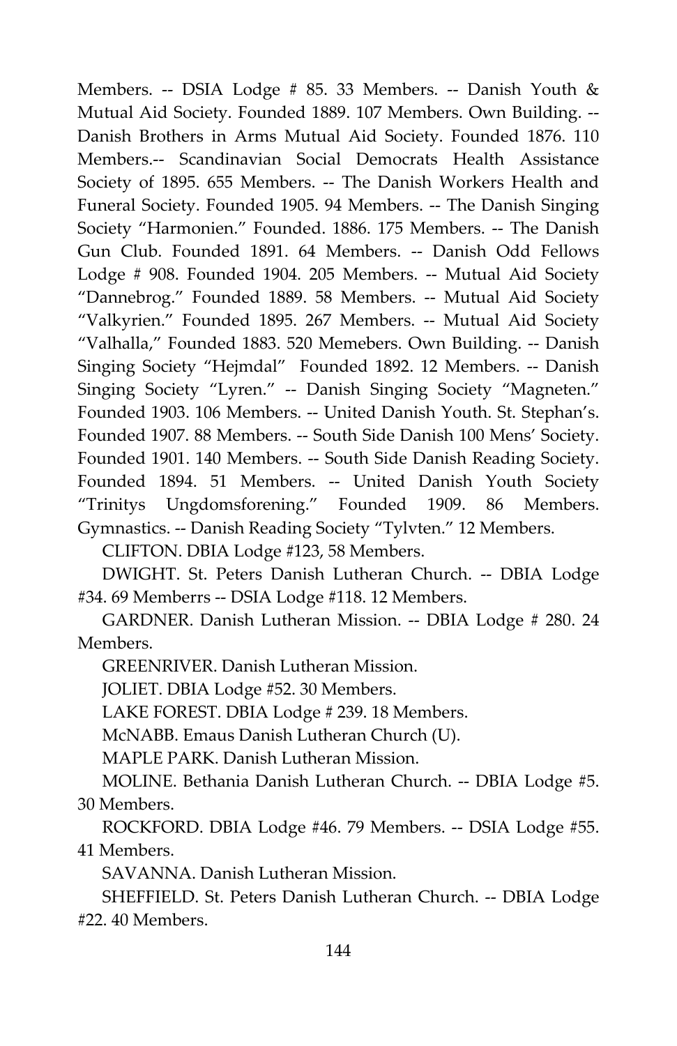Members. -- DSIA Lodge # 85. 33 Members. -- Danish Youth & Mutual Aid Society. Founded 1889. 107 Members. Own Building. -- Danish Brothers in Arms Mutual Aid Society. Founded 1876. 110 Members.-- Scandinavian Social Democrats Health Assistance Society of 1895. 655 Members. -- The Danish Workers Health and Funeral Society. Founded 1905. 94 Members. -- The Danish Singing Society "Harmonien." Founded. 1886. 175 Members. -- The Danish Gun Club. Founded 1891. 64 Members. -- Danish Odd Fellows Lodge # 908. Founded 1904. 205 Members. -- Mutual Aid Society "Dannebrog." Founded 1889. 58 Members. -- Mutual Aid Society "Valkyrien." Founded 1895. 267 Members. -- Mutual Aid Society "Valhalla," Founded 1883. 520 Memebers. Own Building. -- Danish Singing Society "Hejmdal" Founded 1892. 12 Members. -- Danish Singing Society "Lyren." -- Danish Singing Society "Magneten." Founded 1903. 106 Members. -- United Danish Youth. St. Stephan's. Founded 1907. 88 Members. -- South Side Danish 100 Mens' Society. Founded 1901. 140 Members. -- South Side Danish Reading Society. Founded 1894. 51 Members. -- United Danish Youth Society "Trinitys Ungdomsforening." Founded 1909. 86 Members. Gymnastics. -- Danish Reading Society "Tylvten." 12 Members.

CLIFTON. DBIA Lodge #123, 58 Members.

DWIGHT. St. Peters Danish Lutheran Church. -- DBIA Lodge #34. 69 Memberrs -- DSIA Lodge #118. 12 Members.

GARDNER. Danish Lutheran Mission. -- DBIA Lodge # 280. 24 Members.

GREENRIVER. Danish Lutheran Mission.

JOLIET. DBIA Lodge #52. 30 Members.

LAKE FOREST. DBIA Lodge # 239. 18 Members.

McNABB. Emaus Danish Lutheran Church (U).

MAPLE PARK. Danish Lutheran Mission.

MOLINE. Bethania Danish Lutheran Church. -- DBIA Lodge #5. 30 Members.

ROCKFORD. DBIA Lodge #46. 79 Members. -- DSIA Lodge #55. 41 Members.

SAVANNA. Danish Lutheran Mission.

SHEFFIELD. St. Peters Danish Lutheran Church. -- DBIA Lodge #22. 40 Members.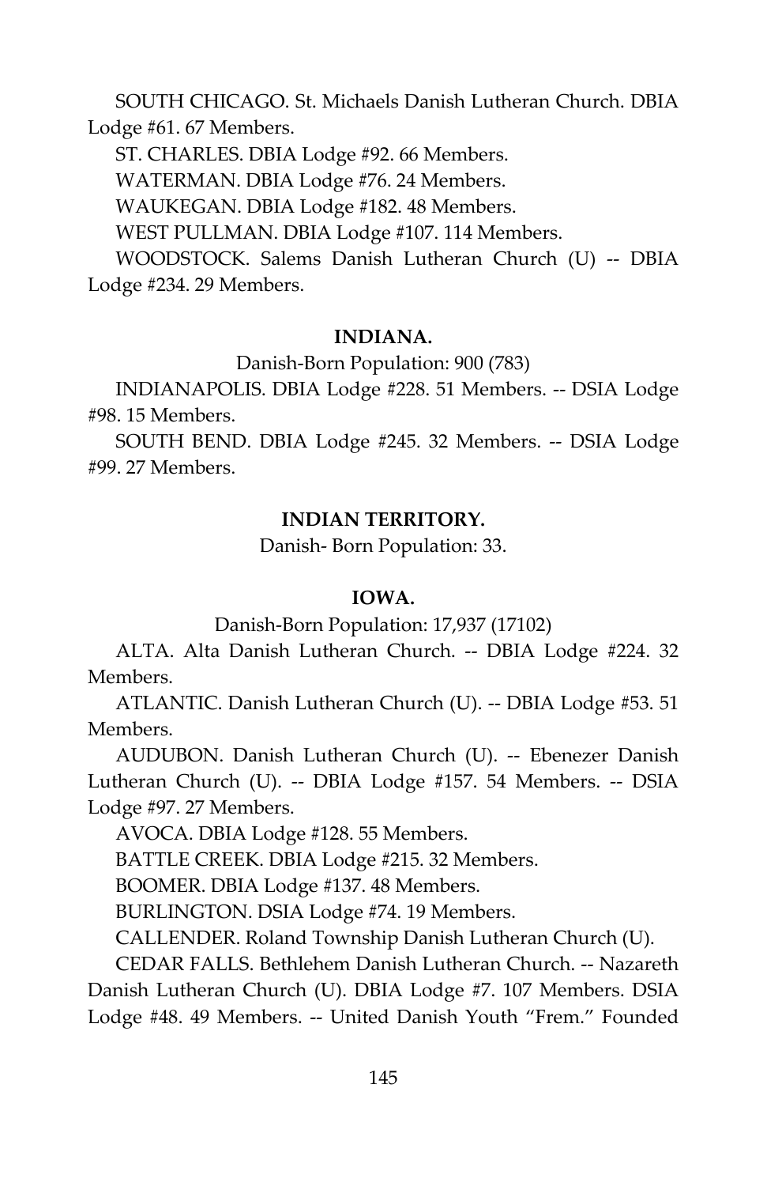SOUTH CHICAGO. St. Michaels Danish Lutheran Church. DBIA Lodge #61. 67 Members.

ST. CHARLES. DBIA Lodge #92. 66 Members.

WATERMAN. DBIA Lodge #76. 24 Members.

WAUKEGAN. DBIA Lodge #182. 48 Members.

WEST PULLMAN. DBIA Lodge #107. 114 Members.

WOODSTOCK. Salems Danish Lutheran Church (U) -- DBIA Lodge #234. 29 Members.

### INDIANA.

Danish-Born Population: 900 (783)

INDIANAPOLIS. DBIA Lodge #228. 51 Members. -- DSIA Lodge #98. 15 Members.

SOUTH BEND. DBIA Lodge #245. 32 Members. -- DSIA Lodge #99. 27 Members.

### INDIAN TERRITORY.

Danish- Born Population: 33.

### IOWA.

Danish-Born Population: 17,937 (17102)

ALTA. Alta Danish Lutheran Church. -- DBIA Lodge #224. 32 Members.

ATLANTIC. Danish Lutheran Church (U). -- DBIA Lodge #53. 51 Members.

AUDUBON. Danish Lutheran Church (U). -- Ebenezer Danish Lutheran Church (U). -- DBIA Lodge #157. 54 Members. -- DSIA Lodge #97. 27 Members.

AVOCA. DBIA Lodge #128. 55 Members.

BATTLE CREEK. DBIA Lodge #215. 32 Members.

BOOMER. DBIA Lodge #137. 48 Members.

BURLINGTON. DSIA Lodge #74. 19 Members.

CALLENDER. Roland Township Danish Lutheran Church (U).

CEDAR FALLS. Bethlehem Danish Lutheran Church. -- Nazareth Danish Lutheran Church (U). DBIA Lodge #7. 107 Members. DSIA Lodge #48. 49 Members. -- United Danish Youth "Frem." Founded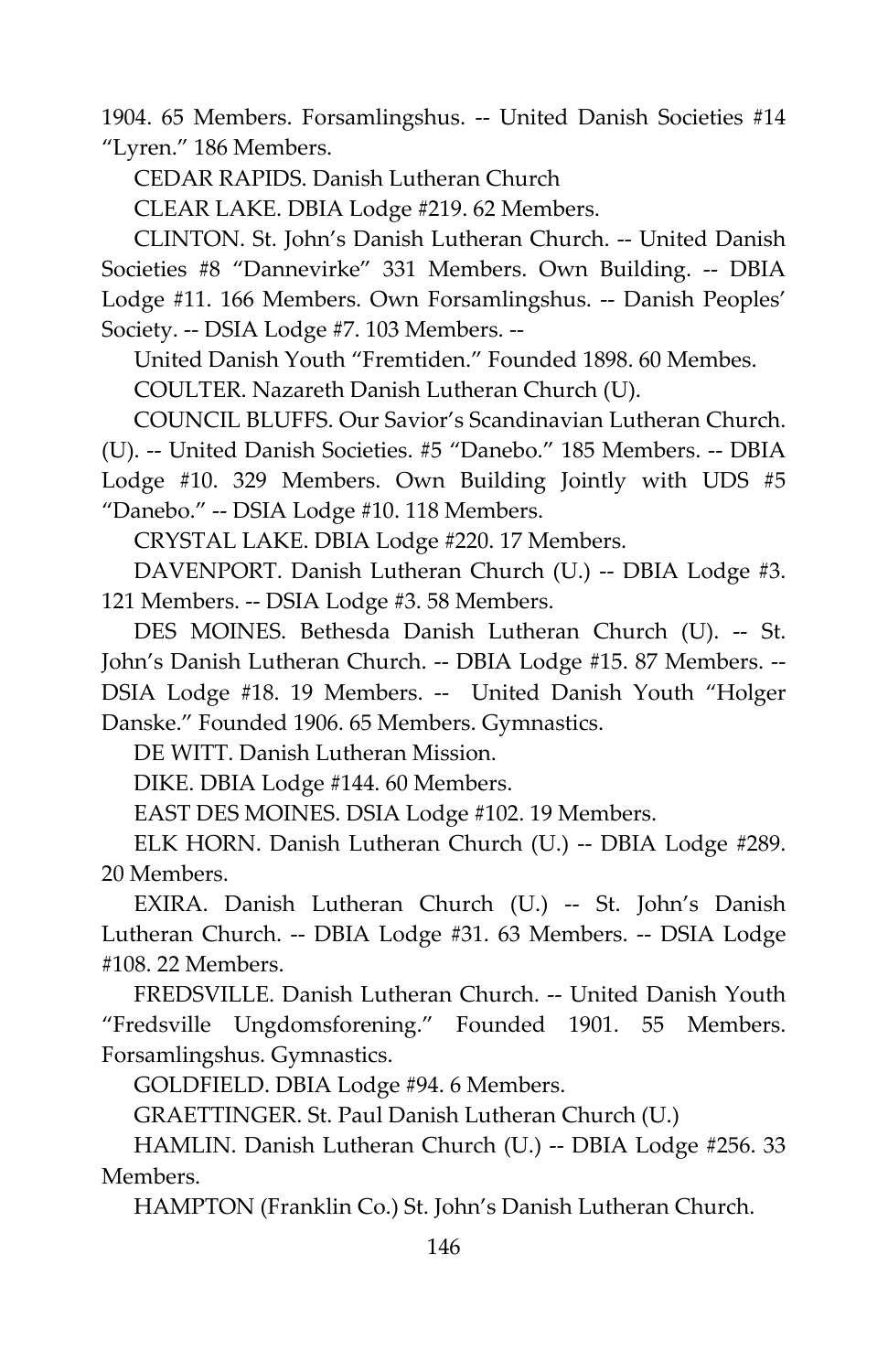1904. 65 Members. Forsamlingshus. -- United Danish Societies #14 "Lyren." 186 Members.

CEDAR RAPIDS. Danish Lutheran Church

CLEAR LAKE. DBIA Lodge #219. 62 Members.

CLINTON. St. John's Danish Lutheran Church. -- United Danish Societies #8 "Dannevirke" 331 Members. Own Building. -- DBIA Lodge #11. 166 Members. Own Forsamlingshus. -- Danish Peoples' Society. -- DSIA Lodge #7. 103 Members. --

United Danish Youth "Fremtiden." Founded 1898. 60 Membes.

COULTER. Nazareth Danish Lutheran Church (U).

COUNCIL BLUFFS. Our Savior's Scandinavian Lutheran Church. (U). -- United Danish Societies. #5 "Danebo." 185 Members. -- DBIA Lodge #10. 329 Members. Own Building Jointly with UDS #5 "Danebo." -- DSIA Lodge #10. 118 Members.

CRYSTAL LAKE. DBIA Lodge #220. 17 Members.

DAVENPORT. Danish Lutheran Church (U.) -- DBIA Lodge #3. 121 Members. -- DSIA Lodge #3. 58 Members.

DES MOINES. Bethesda Danish Lutheran Church (U). -- St. John's Danish Lutheran Church. -- DBIA Lodge #15. 87 Members. -- DSIA Lodge #18. 19 Members. -- United Danish Youth "Holger Danske." Founded 1906. 65 Members. Gymnastics.

DE WITT. Danish Lutheran Mission.

DIKE. DBIA Lodge #144. 60 Members.

EAST DES MOINES. DSIA Lodge #102. 19 Members.

ELK HORN. Danish Lutheran Church (U.) -- DBIA Lodge #289. 20 Members.

EXIRA. Danish Lutheran Church (U.) -- St. John's Danish Lutheran Church. -- DBIA Lodge #31. 63 Members. -- DSIA Lodge #108. 22 Members.

FREDSVILLE. Danish Lutheran Church. -- United Danish Youth "Fredsville Ungdomsforening." Founded 1901. 55 Members. Forsamlingshus. Gymnastics.

GOLDFIELD. DBIA Lodge #94. 6 Members.

GRAETTINGER. St. Paul Danish Lutheran Church (U.)

HAMLIN. Danish Lutheran Church (U.) -- DBIA Lodge #256. 33 Members.

HAMPTON (Franklin Co.) St. John's Danish Lutheran Church.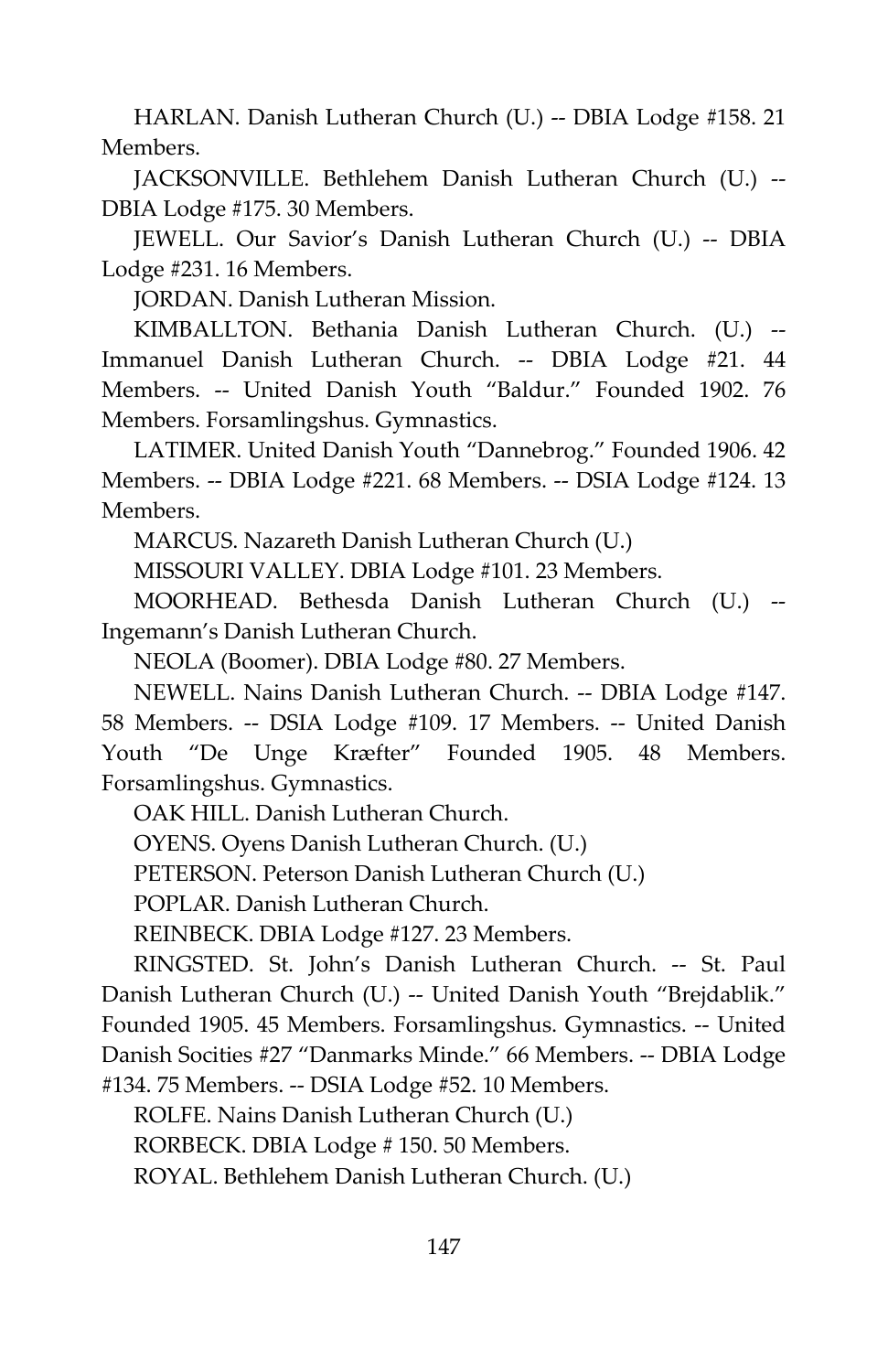HARLAN. Danish Lutheran Church (U.) -- DBIA Lodge #158. 21 Members.

JACKSONVILLE. Bethlehem Danish Lutheran Church (U.) -- DBIA Lodge #175. 30 Members.

JEWELL. Our Savior's Danish Lutheran Church (U.) -- DBIA Lodge #231. 16 Members.

JORDAN. Danish Lutheran Mission.

KIMBALLTON. Bethania Danish Lutheran Church. (U.) -- Immanuel Danish Lutheran Church. -- DBIA Lodge #21. 44 Members. -- United Danish Youth "Baldur." Founded 1902. 76 Members. Forsamlingshus. Gymnastics.

LATIMER. United Danish Youth "Dannebrog." Founded 1906. 42 Members. -- DBIA Lodge #221. 68 Members. -- DSIA Lodge #124. 13 Members.

MARCUS. Nazareth Danish Lutheran Church (U.)

MISSOURI VALLEY. DBIA Lodge #101. 23 Members.

MOORHEAD. Bethesda Danish Lutheran Church (U.) -- Ingemann's Danish Lutheran Church.

NEOLA (Boomer). DBIA Lodge #80. 27 Members.

NEWELL. Nains Danish Lutheran Church. -- DBIA Lodge #147. 58 Members. -- DSIA Lodge #109. 17 Members. -- United Danish Youth "De Unge Kræfter" Founded 1905. 48 Members. Forsamlingshus. Gymnastics.

OAK HILL. Danish Lutheran Church.

OYENS. Oyens Danish Lutheran Church. (U.)

PETERSON. Peterson Danish Lutheran Church (U.)

POPLAR. Danish Lutheran Church.

REINBECK. DBIA Lodge #127. 23 Members.

RINGSTED. St. John's Danish Lutheran Church. -- St. Paul Danish Lutheran Church (U.) -- United Danish Youth "Brejdablik." Founded 1905. 45 Members. Forsamlingshus. Gymnastics. -- United Danish Socities #27 "Danmarks Minde." 66 Members. -- DBIA Lodge #134. 75 Members. -- DSIA Lodge #52. 10 Members.

ROLFE. Nains Danish Lutheran Church (U.)

RORBECK. DBIA Lodge # 150. 50 Members.

ROYAL. Bethlehem Danish Lutheran Church. (U.)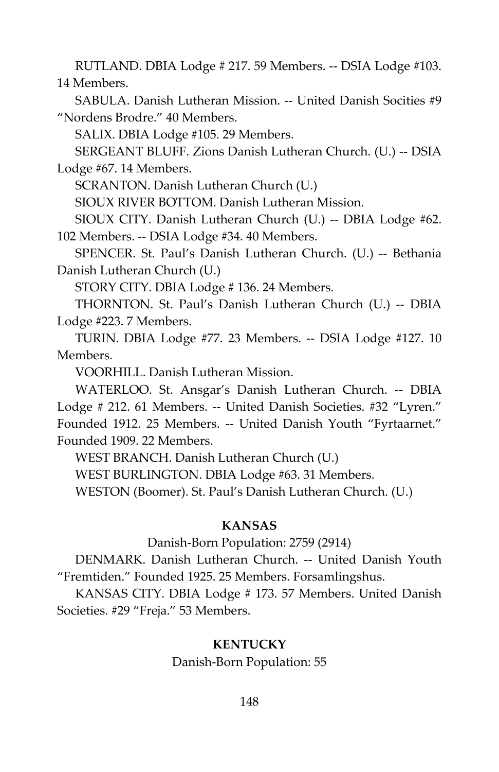RUTLAND. DBIA Lodge # 217. 59 Members. -- DSIA Lodge #103. 14 Members.

SABULA. Danish Lutheran Mission. -- United Danish Socities #9 “Nordens Brodre.” 40 Members.

SALIX. DBIA Lodge #105. 29 Members.

SERGEANT BLUFF. Zions Danish Lutheran Church. (U.) -- DSIA Lodge #67. 14 Members.

SCRANTON. Danish Lutheran Church (U.)

SIOUX RIVER BOTTOM. Danish Lutheran Mission.

SIOUX CITY. Danish Lutheran Church (U.) -- DBIA Lodge #62. 102 Members. -- DSIA Lodge #34. 40 Members.

SPENCER. St. Paul’s Danish Lutheran Church. (U.) -- Bethania Danish Lutheran Church (U.)

STORY CITY. DBIA Lodge # 136. 24 Members.

THORNTON. St. Paul’s Danish Lutheran Church (U.) -- DBIA Lodge #223. 7 Members.

TURIN. DBIA Lodge #77. 23 Members. -- DSIA Lodge #127. 10 Members.

VOORHILL. Danish Lutheran Mission.

WATERLOO. St. Ansgar’s Danish Lutheran Church. -- DBIA Lodge # 212. 61 Members. -- United Danish Societies. #32 “Lyren.” Founded 1912. 25 Members. -- United Danish Youth “Fyrtaarnet.” Founded 1909. 22 Members.

WEST BRANCH. Danish Lutheran Church (U.)

WEST BURLINGTON. DBIA Lodge #63. 31 Members.

WESTON (Boomer). St. Paul’s Danish Lutheran Church. (U.)

**KANSAS**

Danish-Born Population: 2759 (2914)

DENMARK. Danish Lutheran Church. -- United Danish Youth “Fremtiden.” Founded 1925. 25 Members. Forsamlingshus.

KANSAS CITY. DBIA Lodge # 173. 57 Members. United Danish Societies. #29 “Freja.” 53 Members.

**KENTUCKY**

Danish-Born Population: 55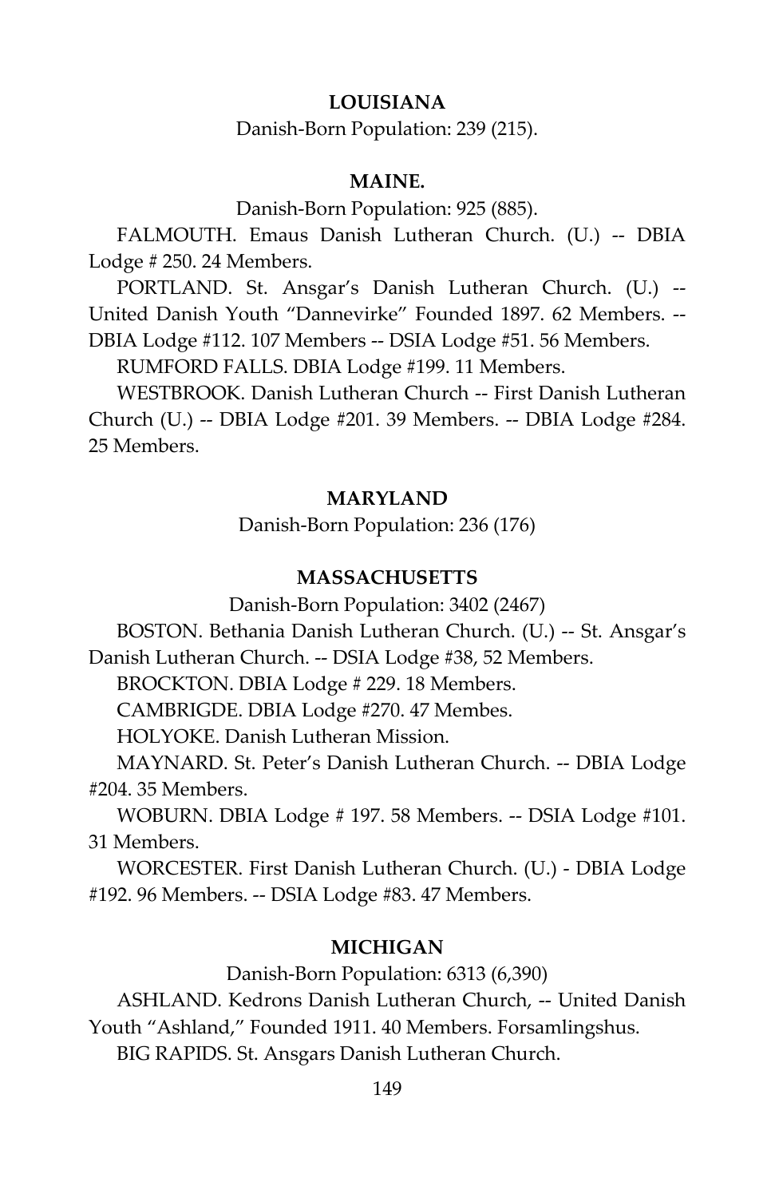**LOUISIANA**

Danish-Born Population: 239 (215).

**MAINE.**

Danish-Born Population: 925 (885).

FALMOUTH. Emaus Danish Lutheran Church. (U.) -- DBIA Lodge # 250. 24 Members.

PORTLAND. St. Ansgar's Danish Lutheran Church. (U.) -- United Danish Youth "Dannevirke" Founded 1897. 62 Members. -- DBIA Lodge #112. 107 Members -- DSIA Lodge #51. 56 Members.

RUMFORD FALLS. DBIA Lodge #199. 11 Members.

WESTBROOK. Danish Lutheran Church -- First Danish Lutheran Church (U.) -- DBIA Lodge #201. 39 Members. -- DBIA Lodge #284. 25 Members.

**MARYLAND**

Danish-Born Population: 236 (176)

**MASSACHUSETTS**

Danish-Born Population: 3402 (2467)

BOSTON. Bethania Danish Lutheran Church. (U.) -- St. Ansgar's Danish Lutheran Church. -- DSIA Lodge #38, 52 Members.

BROCKTON. DBIA Lodge # 229. 18 Members.

CAMBRIGDE. DBIA Lodge #270. 47 Membes.

HOLYOKE. Danish Lutheran Mission.

MAYNARD. St. Peter's Danish Lutheran Church. -- DBIA Lodge #204. 35 Members.

WOBURN. DBIA Lodge # 197. 58 Members. -- DSIA Lodge #101. 31 Members.

WORCESTER. First Danish Lutheran Church. (U.) - DBIA Lodge #192. 96 Members. -- DSIA Lodge #83. 47 Members.

**MICHIGAN**

Danish-Born Population: 6313 (6,390)

ASHLAND. Kedrons Danish Lutheran Church, -- United Danish Youth "Ashland," Founded 1911. 40 Members. Forsamlingshus.

BIG RAPIDS. St. Ansgars Danish Lutheran Church.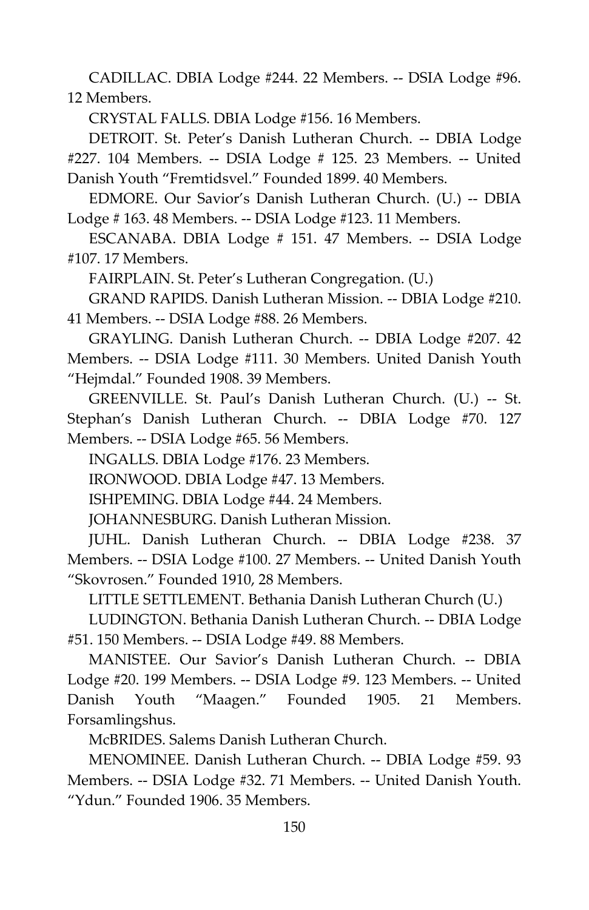CADILLAC. DBIA Lodge #244. 22 Members. -- DSIA Lodge #96. 12 Members.

CRYSTAL FALLS. DBIA Lodge #156. 16 Members.

DETROIT. St. Peter's Danish Lutheran Church. -- DBIA Lodge #227. 104 Members. -- DSIA Lodge # 125. 23 Members. -- United Danish Youth "Fremtidsvel." Founded 1899. 40 Members.

EDMORE. Our Savior's Danish Lutheran Church. (U.) -- DBIA Lodge # 163. 48 Members. -- DSIA Lodge #123. 11 Members.

ESCANABA. DBIA Lodge # 151. 47 Members. -- DSIA Lodge #107. 17 Members.

FAIRPLAIN. St. Peter's Lutheran Congregation. (U.)

GRAND RAPIDS. Danish Lutheran Mission. -- DBIA Lodge #210. 41 Members. -- DSIA Lodge #88. 26 Members.

GRAYLING. Danish Lutheran Church. -- DBIA Lodge #207. 42 Members. -- DSIA Lodge #111. 30 Members. United Danish Youth "Hejmdal." Founded 1908. 39 Members.

GREENVILLE. St. Paul's Danish Lutheran Church. (U.) -- St. Stephan's Danish Lutheran Church. -- DBIA Lodge #70. 127 Members. -- DSIA Lodge #65. 56 Members.

INGALLS. DBIA Lodge #176. 23 Members.

IRONWOOD. DBIA Lodge #47. 13 Members.

ISHPEMING. DBIA Lodge #44. 24 Members.

JOHANNESBURG. Danish Lutheran Mission.

JUHL. Danish Lutheran Church. -- DBIA Lodge #238. 37 Members. -- DSIA Lodge #100. 27 Members. -- United Danish Youth "Skovrosen." Founded 1910, 28 Members.

LITTLE SETTLEMENT. Bethania Danish Lutheran Church (U.)

LUDINGTON. Bethania Danish Lutheran Church. -- DBIA Lodge #51. 150 Members. -- DSIA Lodge #49. 88 Members.

MANISTEE. Our Savior's Danish Lutheran Church. -- DBIA Lodge #20. 199 Members. -- DSIA Lodge #9. 123 Members. -- United Danish Youth "Maagen." Founded 1905. 21 Members. Forsamlingshus.

McBRIDES. Salems Danish Lutheran Church.

MENOMINEE. Danish Lutheran Church. -- DBIA Lodge #59. 93 Members. -- DSIA Lodge #32. 71 Members. -- United Danish Youth. "Ydun." Founded 1906. 35 Members.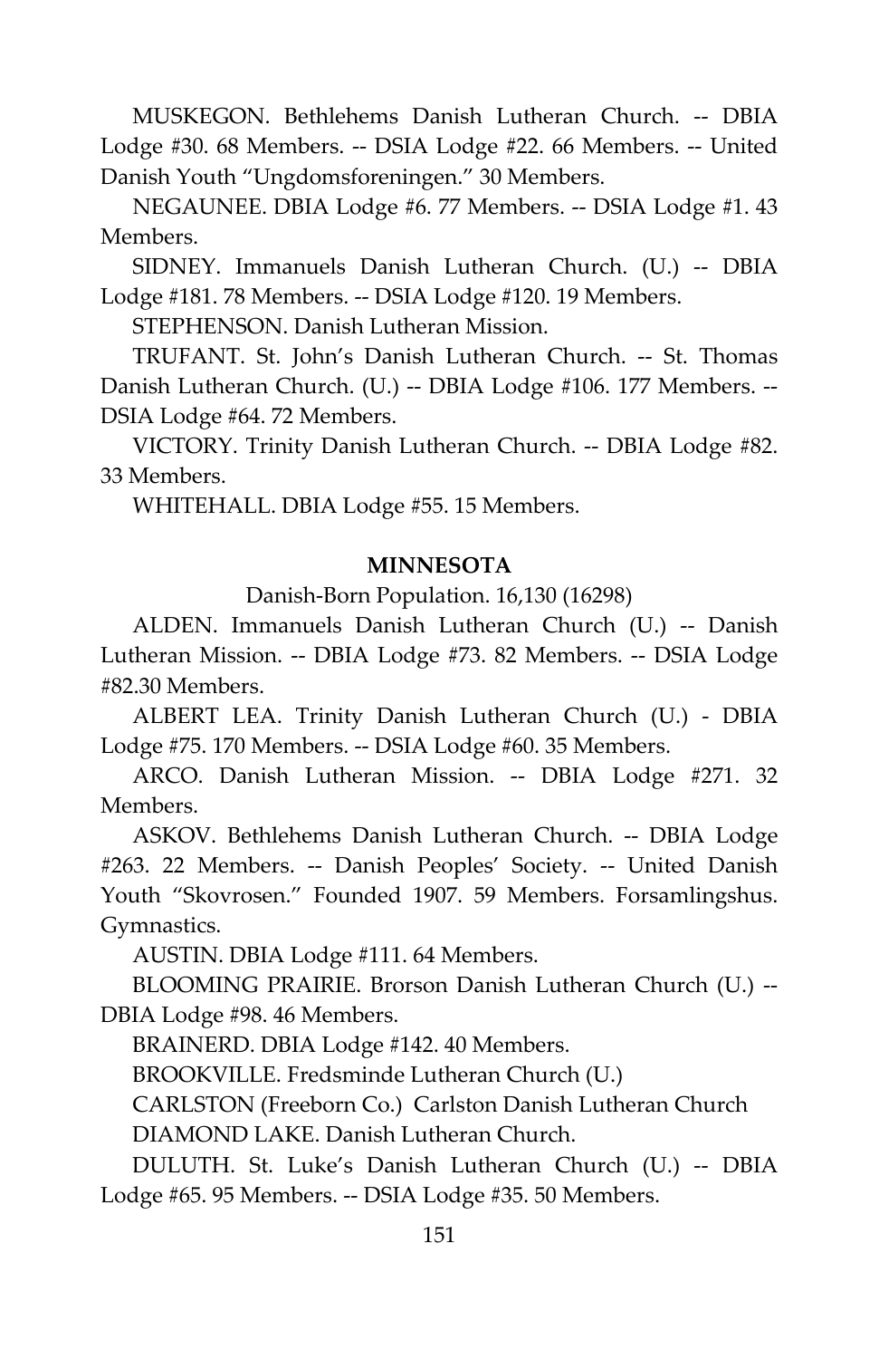MUSKEGON. Bethlehems Danish Lutheran Church. -- DBIA Lodge #30. 68 Members. -- DSIA Lodge #22. 66 Members. -- United Danish Youth "Ungdomsforeningen." 30 Members.

NEGAUNEE. DBIA Lodge #6. 77 Members. -- DSIA Lodge #1. 43 Members.

SIDNEY. Immanuels Danish Lutheran Church. (U.) -- DBIA Lodge #181. 78 Members. -- DSIA Lodge #120. 19 Members.

STEPHENSON. Danish Lutheran Mission.

TRUFANT. St. John's Danish Lutheran Church. -- St. Thomas Danish Lutheran Church. (U.) -- DBIA Lodge #106. 177 Members. -- DSIA Lodge #64. 72 Members.

VICTORY. Trinity Danish Lutheran Church. -- DBIA Lodge #82. 33 Members.

WHITEHALL. DBIA Lodge #55. 15 Members.

**MINNESOTA**

Danish-Born Population. 16,130 (16298)

ALDEN. Immanuels Danish Lutheran Church (U.) -- Danish Lutheran Mission. -- DBIA Lodge #73. 82 Members. -- DSIA Lodge #82.30 Members.

ALBERT LEA. Trinity Danish Lutheran Church (U.) - DBIA Lodge #75. 170 Members. -- DSIA Lodge #60. 35 Members.

ARCO. Danish Lutheran Mission. -- DBIA Lodge #271. 32 Members.

ASKOV. Bethlehems Danish Lutheran Church. -- DBIA Lodge #263. 22 Members. -- Danish Peoples' Society. -- United Danish Youth "Skovrosen." Founded 1907. 59 Members. Forsamlingshus. Gymnastics.

AUSTIN. DBIA Lodge #111. 64 Members.

BLOOMING PRAIRIE. Brorson Danish Lutheran Church (U.) -- DBIA Lodge #98. 46 Members.

BRAINERD. DBIA Lodge #142. 40 Members.

BROOKVILLE. Fredsminde Lutheran Church (U.)

CARLSTON (Freeborn Co.) Carlston Danish Lutheran Church

DIAMOND LAKE. Danish Lutheran Church.

DULUTH. St. Luke's Danish Lutheran Church (U.) -- DBIA Lodge #65. 95 Members. -- DSIA Lodge #35. 50 Members.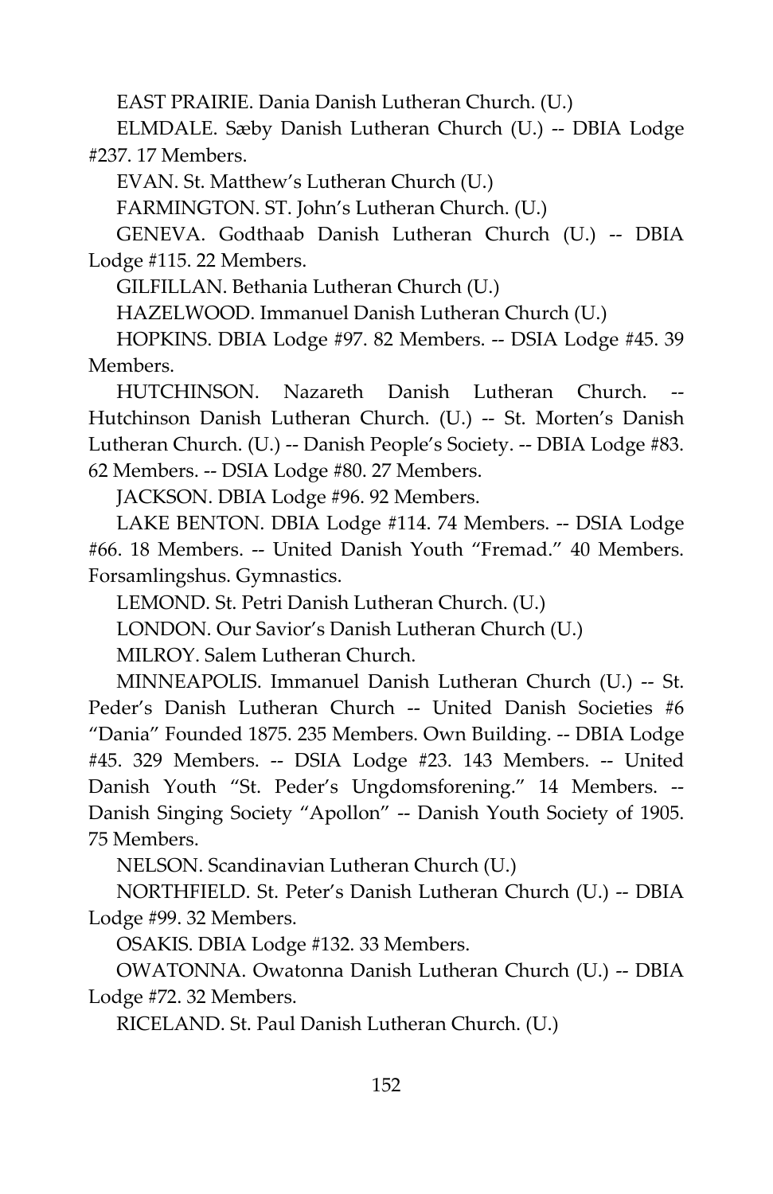EAST PRAIRIE. Dania Danish Lutheran Church. (U.)

ELMDALE. Sæby Danish Lutheran Church (U.) -- DBIA Lodge #237. 17 Members.

EVAN. St. Matthew's Lutheran Church (U.)

FARMINGTON. ST. John's Lutheran Church. (U.)

GENEVA. Godthaab Danish Lutheran Church (U.) -- DBIA Lodge #115. 22 Members.

GILFILLAN. Bethania Lutheran Church (U.)

HAZELWOOD. Immanuel Danish Lutheran Church (U.)

HOPKINS. DBIA Lodge #97. 82 Members. -- DSIA Lodge #45. 39 Members.

HUTCHINSON. Nazareth Danish Lutheran Church. -- Hutchinson Danish Lutheran Church. (U.) -- St. Morten's Danish Lutheran Church. (U.) -- Danish People's Society. -- DBIA Lodge #83. 62 Members. -- DSIA Lodge #80. 27 Members.

JACKSON. DBIA Lodge #96. 92 Members.

LAKE BENTON. DBIA Lodge #114. 74 Members. -- DSIA Lodge #66. 18 Members. -- United Danish Youth "Fremad." 40 Members. Forsamlingshus. Gymnastics.

LEMOND. St. Petri Danish Lutheran Church. (U.)

LONDON. Our Savior's Danish Lutheran Church (U.)

MILROY. Salem Lutheran Church.

MINNEAPOLIS. Immanuel Danish Lutheran Church (U.) -- St. Peder's Danish Lutheran Church -- United Danish Societies #6 "Dania" Founded 1875. 235 Members. Own Building. -- DBIA Lodge #45. 329 Members. -- DSIA Lodge #23. 143 Members. -- United Danish Youth "St. Peder's Ungdomsforening." 14 Members. -- Danish Singing Society "Apollon" -- Danish Youth Society of 1905. 75 Members.

NELSON. Scandinavian Lutheran Church (U.)

NORTHFIELD. St. Peter's Danish Lutheran Church (U.) -- DBIA Lodge #99. 32 Members.

OSAKIS. DBIA Lodge #132. 33 Members.

OWATONNA. Owatonna Danish Lutheran Church (U.) -- DBIA Lodge #72. 32 Members.

RICELAND. St. Paul Danish Lutheran Church. (U.)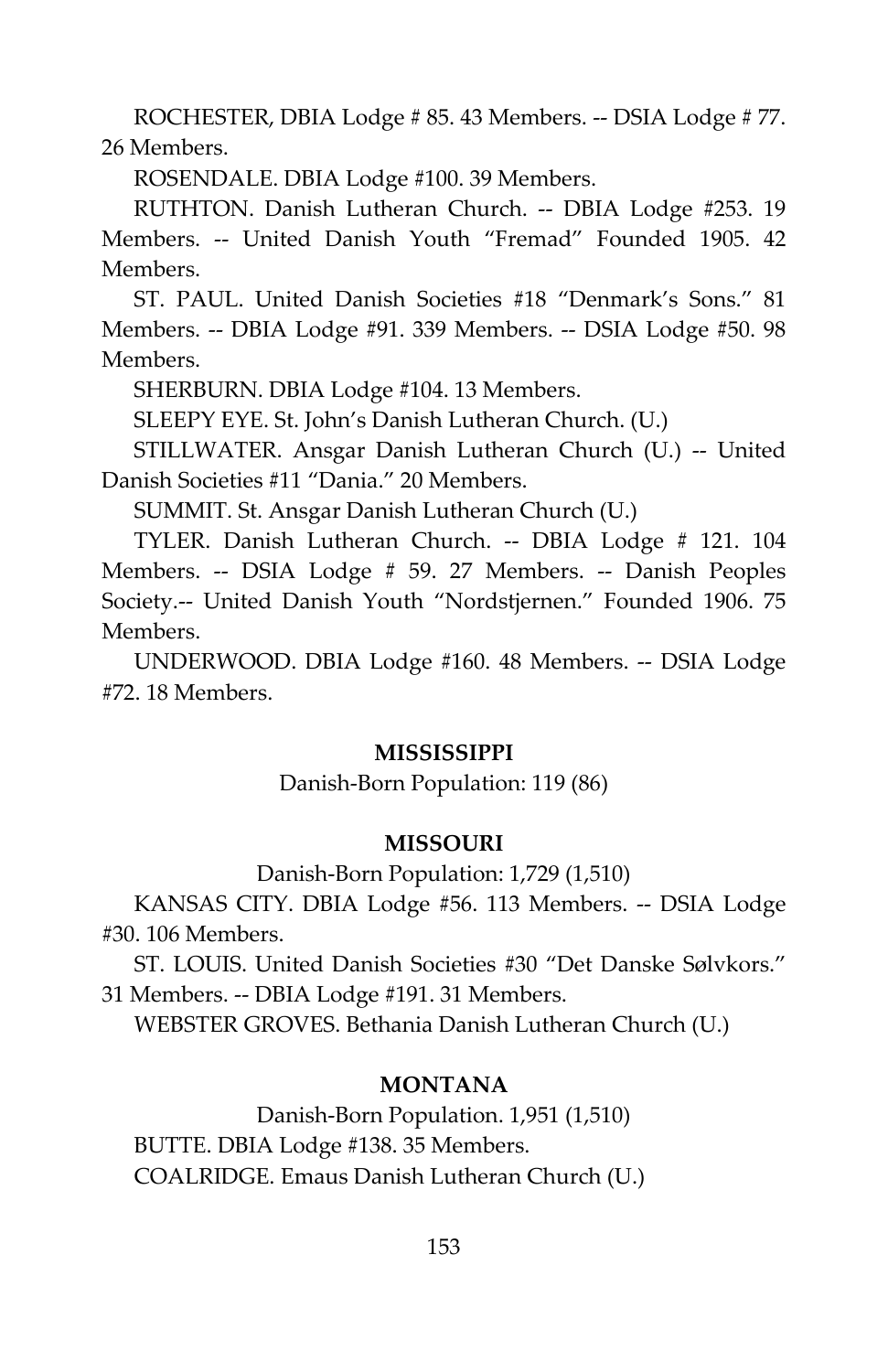ROCHESTER, DBIA Lodge # 85. 43 Members. -- DSIA Lodge # 77. 26 Members.

ROSENDALE. DBIA Lodge #100. 39 Members.

RUTHTON. Danish Lutheran Church. -- DBIA Lodge #253. 19 Members. -- United Danish Youth "Fremad" Founded 1905. 42 Members.

ST. PAUL. United Danish Societies #18 "Denmark's Sons." 81 Members. -- DBIA Lodge #91. 339 Members. -- DSIA Lodge #50. 98 Members.

SHERBURN. DBIA Lodge #104. 13 Members.

SLEEPY EYE. St. John's Danish Lutheran Church. (U.)

STILLWATER. Ansgar Danish Lutheran Church (U.) -- United Danish Societies #11 "Dania." 20 Members.

SUMMIT. St. Ansgar Danish Lutheran Church (U.)

TYLER. Danish Lutheran Church. -- DBIA Lodge # 121. 104 Members. -- DSIA Lodge # 59. 27 Members. -- Danish Peoples Society.-- United Danish Youth "Nordstjernen." Founded 1906. 75 Members.

UNDERWOOD. DBIA Lodge #160. 48 Members. -- DSIA Lodge #72. 18 Members.

## MISSISSIPPI

Danish-Born Population: 119 (86)

## MISSOURI

Danish-Born Population: 1,729 (1,510)

KANSAS CITY. DBIA Lodge #56. 113 Members. -- DSIA Lodge #30. 106 Members.

ST. LOUIS. United Danish Societies #30 "Det Danske Sølvkors." 31 Members. -- DBIA Lodge #191. 31 Members.

WEBSTER GROVES. Bethania Danish Lutheran Church (U.)

## MONTANA

Danish-Born Population. 1,951 (1,510)

BUTTE. DBIA Lodge #138. 35 Members.

COALRIDGE. Emaus Danish Lutheran Church (U.)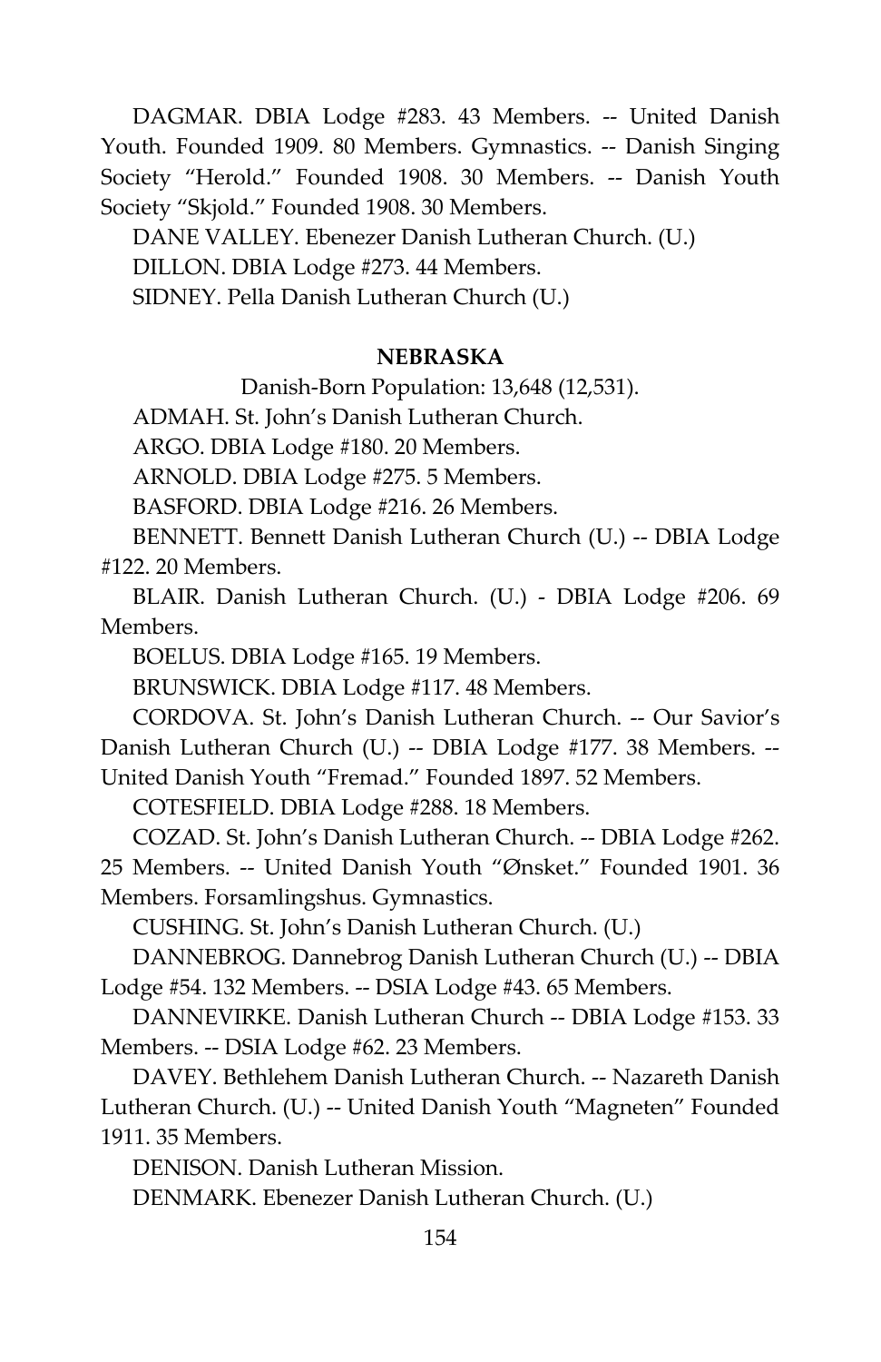DAGMAR. DBIA Lodge #283. 43 Members. -- United Danish Youth. Founded 1909. 80 Members. Gymnastics. -- Danish Singing Society "Herold." Founded 1908. 30 Members. -- Danish Youth Society "Skjold." Founded 1908. 30 Members.

DANE VALLEY. Ebenezer Danish Lutheran Church. (U.)

DILLON. DBIA Lodge #273. 44 Members.

SIDNEY. Pella Danish Lutheran Church (U.)

**NEBRASKA**

Danish-Born Population: 13,648 (12,531).

ADMAH. St. John's Danish Lutheran Church.

ARGO. DBIA Lodge #180. 20 Members.

ARNOLD. DBIA Lodge #275. 5 Members.

BASFORD. DBIA Lodge #216. 26 Members.

BENNETT. Bennett Danish Lutheran Church (U.) -- DBIA Lodge #122. 20 Members.

BLAIR. Danish Lutheran Church. (U.) - DBIA Lodge #206. 69 Members.

BOELUS. DBIA Lodge #165. 19 Members.

BRUNSWICK. DBIA Lodge #117. 48 Members.

CORDOVA. St. John's Danish Lutheran Church. -- Our Savior's Danish Lutheran Church (U.) -- DBIA Lodge #177. 38 Members. -- United Danish Youth "Fremad." Founded 1897. 52 Members.

COTESFIELD. DBIA Lodge #288. 18 Members.

COZAD. St. John's Danish Lutheran Church. -- DBIA Lodge #262. 25 Members. -- United Danish Youth "Ønsket." Founded 1901. 36 Members. Forsamlingshus. Gymnastics.

CUSHING. St. John's Danish Lutheran Church. (U.)

DANNEBROG. Dannebrog Danish Lutheran Church (U.) -- DBIA Lodge #54. 132 Members. -- DSIA Lodge #43. 65 Members.

DANNEVIRKE. Danish Lutheran Church -- DBIA Lodge #153. 33 Members. -- DSIA Lodge #62. 23 Members.

DAVEY. Bethlehem Danish Lutheran Church. -- Nazareth Danish Lutheran Church. (U.) -- United Danish Youth "Magneten" Founded 1911. 35 Members.

DENISON. Danish Lutheran Mission.

DENMARK. Ebenezer Danish Lutheran Church. (U.)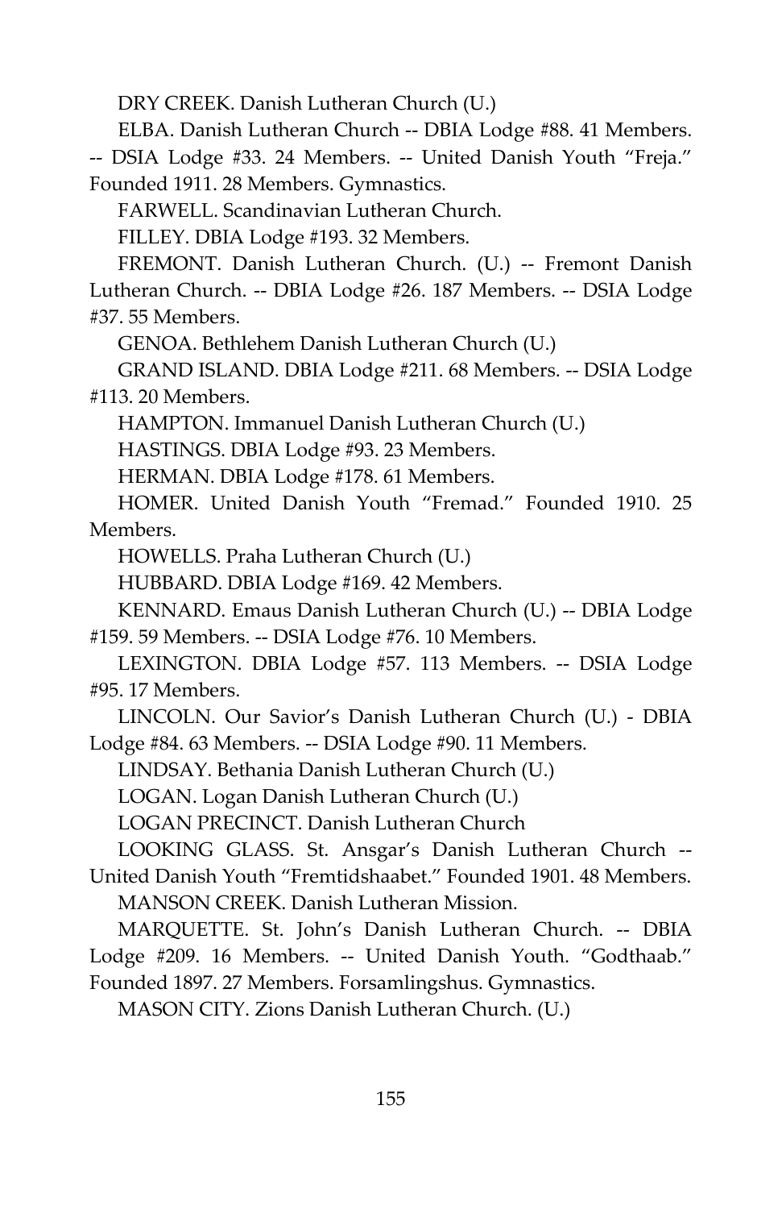DRY CREEK. Danish Lutheran Church (U.)

ELBA. Danish Lutheran Church -- DBIA Lodge #88. 41 Members. -- DSIA Lodge #33. 24 Members. -- United Danish Youth "Freja." Founded 1911. 28 Members. Gymnastics.

FARWELL. Scandinavian Lutheran Church.

FILLEY. DBIA Lodge #193. 32 Members.

FREMONT. Danish Lutheran Church. (U.) -- Fremont Danish Lutheran Church. -- DBIA Lodge #26. 187 Members. -- DSIA Lodge #37. 55 Members.

GENOA. Bethlehem Danish Lutheran Church (U.)

GRAND ISLAND. DBIA Lodge #211. 68 Members. -- DSIA Lodge #113. 20 Members.

HAMPTON. Immanuel Danish Lutheran Church (U.)

HASTINGS. DBIA Lodge #93. 23 Members.

HERMAN. DBIA Lodge #178. 61 Members.

HOMER. United Danish Youth "Fremad." Founded 1910. 25 Members.

HOWELLS. Praha Lutheran Church (U.)

HUBBARD. DBIA Lodge #169. 42 Members.

KENNARD. Emaus Danish Lutheran Church (U.) -- DBIA Lodge #159. 59 Members. -- DSIA Lodge #76. 10 Members.

LEXINGTON. DBIA Lodge #57. 113 Members. -- DSIA Lodge #95. 17 Members.

LINCOLN. Our Savior's Danish Lutheran Church (U.) - DBIA Lodge #84. 63 Members. -- DSIA Lodge #90. 11 Members.

LINDSAY. Bethania Danish Lutheran Church (U.)

LOGAN. Logan Danish Lutheran Church (U.)

LOGAN PRECINCT. Danish Lutheran Church

LOOKING GLASS. St. Ansgar's Danish Lutheran Church -- United Danish Youth "Fremtidshaabet." Founded 1901. 48 Members.

MANSON CREEK. Danish Lutheran Mission.

MARQUETTE. St. John's Danish Lutheran Church. -- DBIA Lodge #209. 16 Members. -- United Danish Youth. "Godthaab." Founded 1897. 27 Members. Forsamlingshus. Gymnastics.

MASON CITY. Zions Danish Lutheran Church. (U.)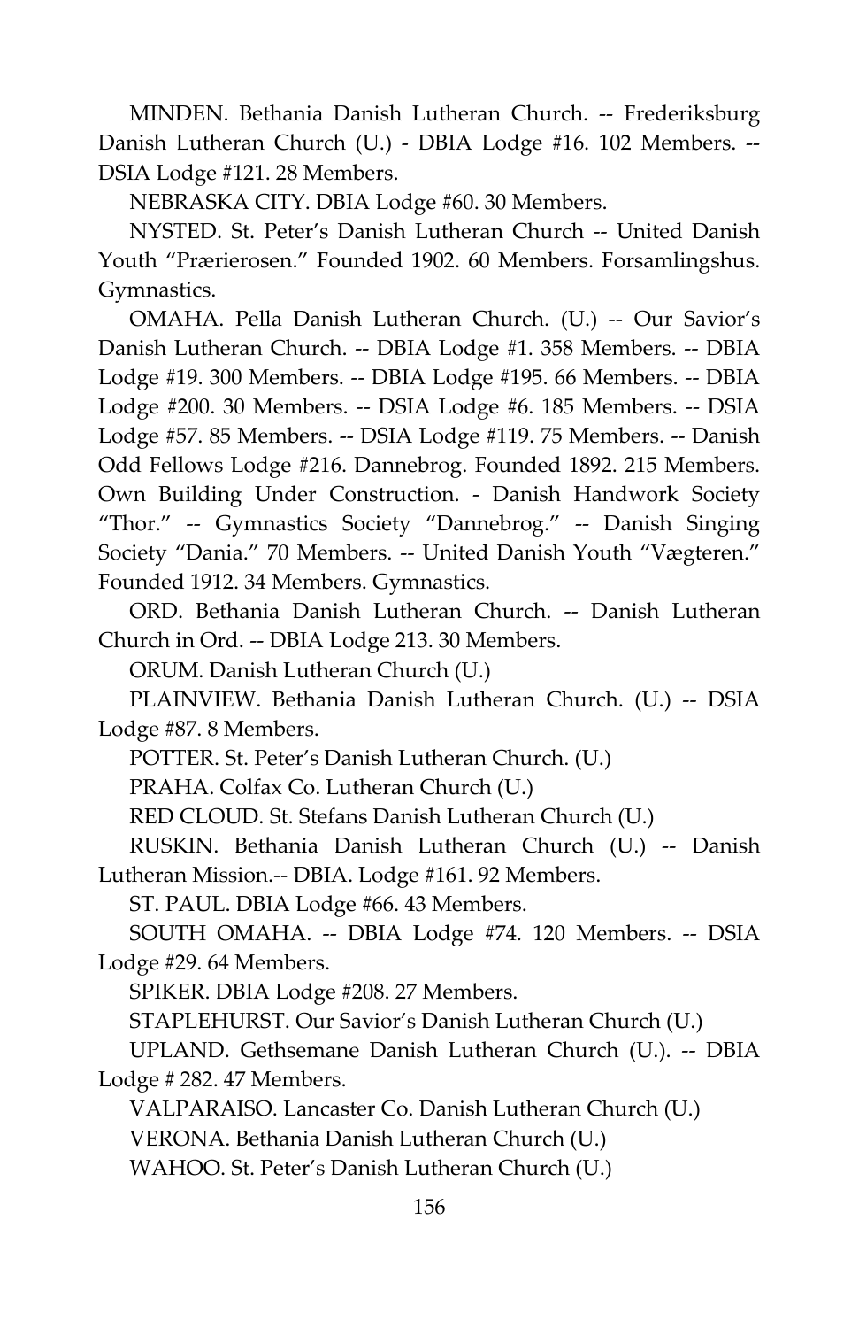MINDEN. Bethania Danish Lutheran Church. -- Frederiksburg Danish Lutheran Church (U.) - DBIA Lodge #16. 102 Members. -- DSIA Lodge #121. 28 Members.

NEBRASKA CITY. DBIA Lodge #60. 30 Members.

NYSTED. St. Peter's Danish Lutheran Church -- United Danish Youth "Prærierosen." Founded 1902. 60 Members. Forsamlingshus. Gymnastics.

OMAHA. Pella Danish Lutheran Church. (U.) -- Our Savior's Danish Lutheran Church. -- DBIA Lodge #1. 358 Members. -- DBIA Lodge #19. 300 Members. -- DBIA Lodge #195. 66 Members. -- DBIA Lodge #200. 30 Members. -- DSIA Lodge #6. 185 Members. -- DSIA Lodge #57. 85 Members. -- DSIA Lodge #119. 75 Members. -- Danish Odd Fellows Lodge #216. Dannebrog. Founded 1892. 215 Members. Own Building Under Construction. - Danish Handwork Society "Thor." -- Gymnastics Society "Dannebrog." -- Danish Singing Society "Dania." 70 Members. -- United Danish Youth "Vægteren." Founded 1912. 34 Members. Gymnastics.

ORD. Bethania Danish Lutheran Church. -- Danish Lutheran Church in Ord. -- DBIA Lodge 213. 30 Members.

ORUM. Danish Lutheran Church (U.)

PLAINVIEW. Bethania Danish Lutheran Church. (U.) -- DSIA Lodge #87. 8 Members.

POTTER. St. Peter's Danish Lutheran Church. (U.)

PRAHA. Colfax Co. Lutheran Church (U.)

RED CLOUD. St. Stefans Danish Lutheran Church (U.)

RUSKIN. Bethania Danish Lutheran Church (U.) -- Danish Lutheran Mission.-- DBIA. Lodge #161. 92 Members.

ST. PAUL. DBIA Lodge #66. 43 Members.

SOUTH OMAHA. -- DBIA Lodge #74. 120 Members. -- DSIA Lodge #29. 64 Members.

SPIKER. DBIA Lodge #208. 27 Members.

STAPLEHURST. Our Savior's Danish Lutheran Church (U.)

UPLAND. Gethsemane Danish Lutheran Church (U.). -- DBIA Lodge # 282. 47 Members.

VALPARAISO. Lancaster Co. Danish Lutheran Church (U.)

VERONA. Bethania Danish Lutheran Church (U.)

WAHOO. St. Peter's Danish Lutheran Church (U.)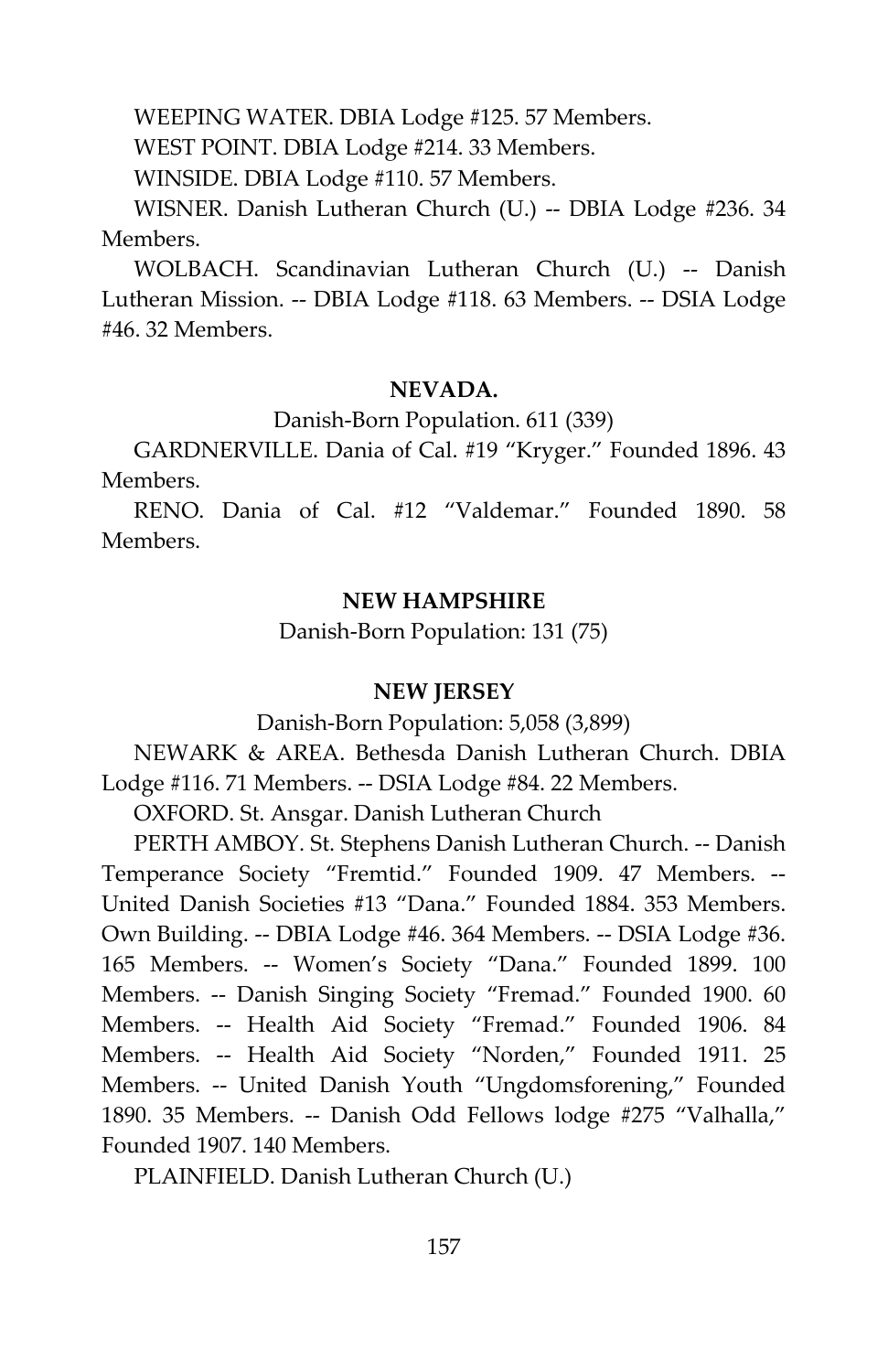WEEPING WATER. DBIA Lodge #125. 57 Members.

WEST POINT. DBIA Lodge #214. 33 Members.

WINSIDE. DBIA Lodge #110. 57 Members.

WISNER. Danish Lutheran Church (U.) -- DBIA Lodge #236. 34 Members.

WOLBACH. Scandinavian Lutheran Church (U.) -- Danish Lutheran Mission. -- DBIA Lodge #118. 63 Members. -- DSIA Lodge #46. 32 Members.

**NEVADA.**

Danish-Born Population. 611 (339)

GARDNERVILLE. Dania of Cal. #19 "Kryger." Founded 1896. 43 Members.

RENO. Dania of Cal. #12 "Valdemar." Founded 1890. 58 Members.

**NEW HAMPSHIRE**

Danish-Born Population: 131 (75)

**NEW JERSEY**

Danish-Born Population: 5,058 (3,899)

NEWARK & AREA. Bethesda Danish Lutheran Church. DBIA Lodge #116. 71 Members. -- DSIA Lodge #84. 22 Members.

OXFORD. St. Ansgar. Danish Lutheran Church

PERTH AMBOY. St. Stephens Danish Lutheran Church. -- Danish Temperance Society "Fremtid." Founded 1909. 47 Members. -- United Danish Societies #13 "Dana." Founded 1884. 353 Members. Own Building. -- DBIA Lodge #46. 364 Members. -- DSIA Lodge #36. 165 Members. -- Women's Society "Dana." Founded 1899. 100 Members. -- Danish Singing Society "Fremad." Founded 1900. 60 Members. -- Health Aid Society "Fremad." Founded 1906. 84 Members. -- Health Aid Society "Norden," Founded 1911. 25 Members. -- United Danish Youth "Ungdomsforening," Founded 1890. 35 Members. -- Danish Odd Fellows lodge #275 "Valhalla," Founded 1907. 140 Members.

PLAINFIELD. Danish Lutheran Church (U.)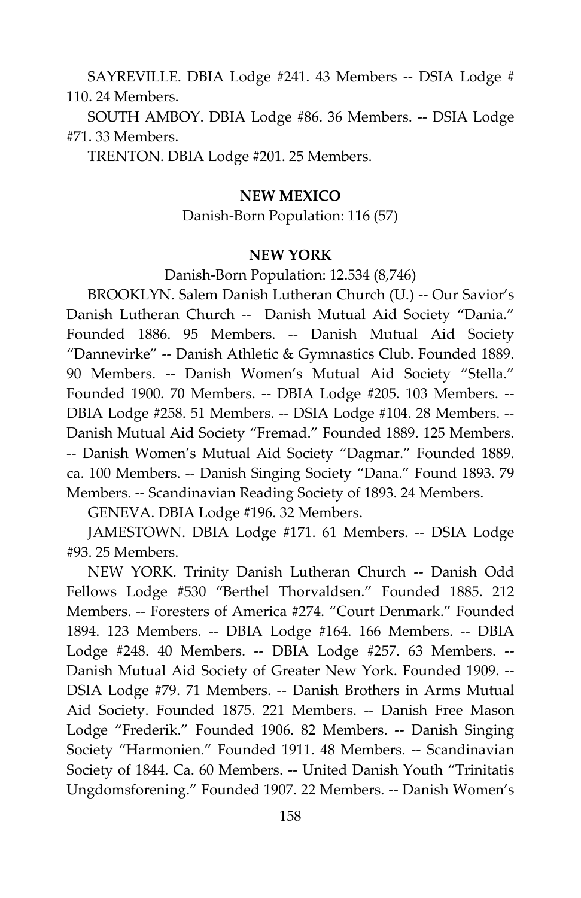SAYREVILLE. DBIA Lodge #241. 43 Members -- DSIA Lodge # 110. 24 Members.

SOUTH AMBOY. DBIA Lodge #86. 36 Members. -- DSIA Lodge #71. 33 Members.

TRENTON. DBIA Lodge #201. 25 Members.

**NEW MEXICO**

Danish-Born Population: 116 (57)

**NEW YORK**

Danish-Born Population: 12.534 (8,746)

BROOKLYN. Salem Danish Lutheran Church (U.) -- Our Savior's Danish Lutheran Church -- Danish Mutual Aid Society "Dania." Founded 1886. 95 Members. -- Danish Mutual Aid Society "Dannevirke" -- Danish Athletic & Gymnastics Club. Founded 1889. 90 Members. -- Danish Women's Mutual Aid Society "Stella." Founded 1900. 70 Members. -- DBIA Lodge #205. 103 Members. -- DBIA Lodge #258. 51 Members. -- DSIA Lodge #104. 28 Members. -- Danish Mutual Aid Society "Fremad." Founded 1889. 125 Members. -- Danish Women's Mutual Aid Society "Dagmar." Founded 1889. ca. 100 Members. -- Danish Singing Society "Dana." Found 1893. 79 Members. -- Scandinavian Reading Society of 1893. 24 Members.

GENEVA. DBIA Lodge #196. 32 Members.

JAMESTOWN. DBIA Lodge #171. 61 Members. -- DSIA Lodge #93. 25 Members.

NEW YORK. Trinity Danish Lutheran Church -- Danish Odd Fellows Lodge #530 "Berthel Thorvaldsen." Founded 1885. 212 Members. -- Foresters of America #274. "Court Denmark." Founded 1894. 123 Members. -- DBIA Lodge #164. 166 Members. -- DBIA Lodge #248. 40 Members. -- DBIA Lodge #257. 63 Members. -- Danish Mutual Aid Society of Greater New York. Founded 1909. -- DSIA Lodge #79. 71 Members. -- Danish Brothers in Arms Mutual Aid Society. Founded 1875. 221 Members. -- Danish Free Mason Lodge "Frederik." Founded 1906. 82 Members. -- Danish Singing Society "Harmonien." Founded 1911. 48 Members. -- Scandinavian Society of 1844. Ca. 60 Members. -- United Danish Youth "Trinitatis Ungdomsforening." Founded 1907. 22 Members. -- Danish Women's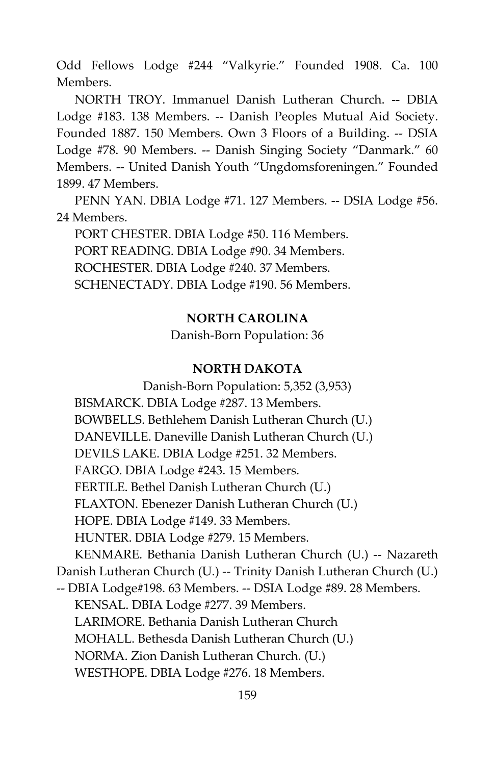Odd Fellows Lodge #244 “Valkyrie.” Founded 1908. Ca. 100 Members.

NORTH TROY. Immanuel Danish Lutheran Church. -- DBIA Lodge #183. 138 Members. -- Danish Peoples Mutual Aid Society. Founded 1887. 150 Members. Own 3 Floors of a Building. -- DSIA Lodge #78. 90 Members. -- Danish Singing Society “Danmark.” 60 Members. -- United Danish Youth “Ungdomsforeningen.” Founded 1899. 47 Members.

PENN YAN. DBIA Lodge #71. 127 Members. -- DSIA Lodge #56. 24 Members.

PORT CHESTER. DBIA Lodge #50. 116 Members.

PORT READING. DBIA Lodge #90. 34 Members.

ROCHESTER. DBIA Lodge #240. 37 Members.

SCHENECTADY. DBIA Lodge #190. 56 Members.

**NORTH CAROLINA**

Danish-Born Population: 36

**NORTH DAKOTA**

Danish-Born Population: 5,352 (3,953)

BISMARCK. DBIA Lodge #287. 13 Members.

BOWBELLS. Bethlehem Danish Lutheran Church (U.)

DANEVILLE. Daneville Danish Lutheran Church (U.)

DEVILS LAKE. DBIA Lodge #251. 32 Members.

FARGO. DBIA Lodge #243. 15 Members.

FERTILE. Bethel Danish Lutheran Church (U.)

FLAXTON. Ebenezer Danish Lutheran Church (U.)

HOPE. DBIA Lodge #149. 33 Members.

HUNTER. DBIA Lodge #279. 15 Members.

KENMARE. Bethania Danish Lutheran Church (U.) -- Nazareth Danish Lutheran Church (U.) -- Trinity Danish Lutheran Church (U.) -- DBIA Lodge#198. 63 Members. -- DSIA Lodge #89. 28 Members.

KENSAL. DBIA Lodge #277. 39 Members.

LARIMORE. Bethania Danish Lutheran Church

MOHALL. Bethesda Danish Lutheran Church (U.)

NORMA. Zion Danish Lutheran Church. (U.)

WESTHOPE. DBIA Lodge #276. 18 Members.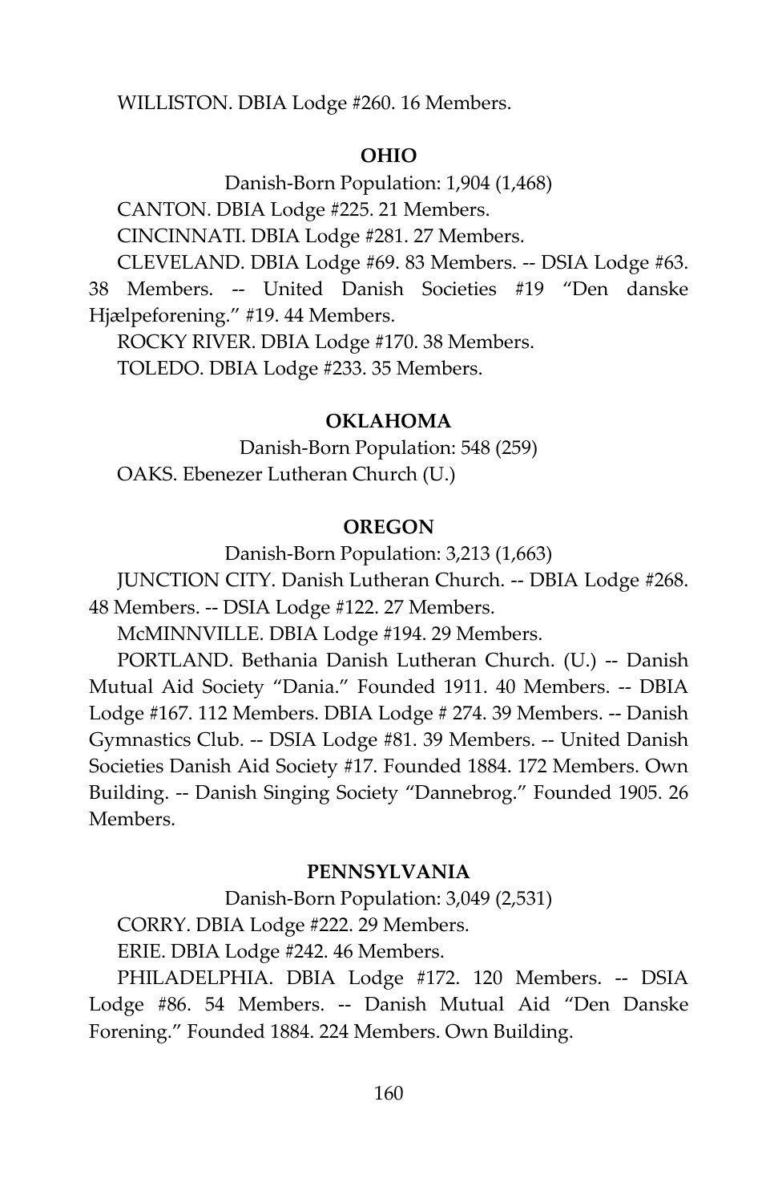WILLISTON. DBIA Lodge #260. 16 Members.

### OHIO

Danish-Born Population: 1,904 (1,468)

CANTON. DBIA Lodge #225. 21 Members.

CINCINNATI. DBIA Lodge #281. 27 Members.

CLEVELAND. DBIA Lodge #69. 83 Members. -- DSIA Lodge #63. 38 Members. -- United Danish Societies #19 "Den danske Hjælpeforening." #19. 44 Members.

ROCKY RIVER. DBIA Lodge #170. 38 Members.

TOLEDO. DBIA Lodge #233. 35 Members.

### OKLAHOMA

Danish-Born Population: 548 (259)

OAKS. Ebenezer Lutheran Church (U.)

### OREGON

Danish-Born Population: 3,213 (1,663)

JUNCTION CITY. Danish Lutheran Church. -- DBIA Lodge #268. 48 Members. -- DSIA Lodge #122. 27 Members.

McMINNVILLE. DBIA Lodge #194. 29 Members.

PORTLAND. Bethania Danish Lutheran Church. (U.) -- Danish Mutual Aid Society "Dania." Founded 1911. 40 Members. -- DBIA Lodge #167. 112 Members. DBIA Lodge # 274. 39 Members. -- Danish Gymnastics Club. -- DSIA Lodge #81. 39 Members. -- United Danish Societies Danish Aid Society #17. Founded 1884. 172 Members. Own Building. -- Danish Singing Society "Dannebrog." Founded 1905. 26 Members.

### PENNSYLVANIA

Danish-Born Population: 3,049 (2,531)

CORRY. DBIA Lodge #222. 29 Members.

ERIE. DBIA Lodge #242. 46 Members.

PHILADELPHIA. DBIA Lodge #172. 120 Members. -- DSIA Lodge #86. 54 Members. -- Danish Mutual Aid "Den Danske Forening." Founded 1884. 224 Members. Own Building.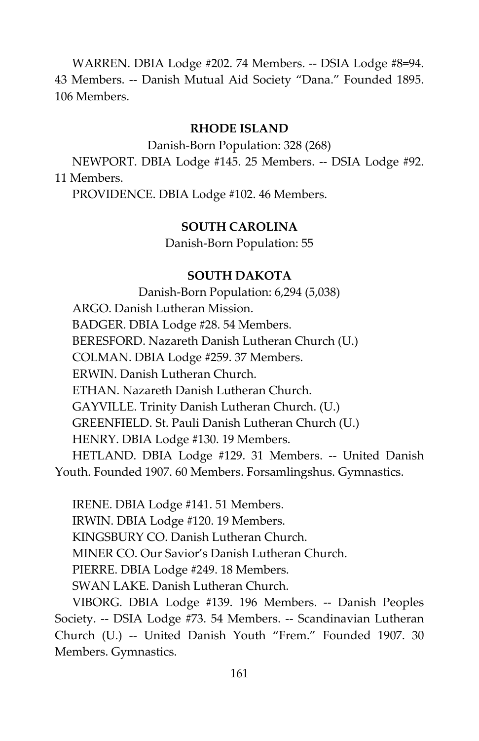WARREN. DBIA Lodge #202. 74 Members. -- DSIA Lodge #8=94. 43 Members. -- Danish Mutual Aid Society "Dana." Founded 1895. 106 Members.

## RHODE ISLAND

Danish-Born Population: 328 (268)

NEWPORT. DBIA Lodge #145. 25 Members. -- DSIA Lodge #92. 11 Members.

PROVIDENCE. DBIA Lodge #102. 46 Members.

## SOUTH CAROLINA

Danish-Born Population: 55

## SOUTH DAKOTA

Danish-Born Population: 6,294 (5,038)

ARGO. Danish Lutheran Mission.

BADGER. DBIA Lodge #28. 54 Members.

BERESFORD. Nazareth Danish Lutheran Church (U.)

COLMAN. DBIA Lodge #259. 37 Members.

ERWIN. Danish Lutheran Church.

ETHAN. Nazareth Danish Lutheran Church.

GAYVILLE. Trinity Danish Lutheran Church. (U.)

GREENFIELD. St. Pauli Danish Lutheran Church (U.)

HENRY. DBIA Lodge #130. 19 Members.

HETLAND. DBIA Lodge #129. 31 Members. -- United Danish Youth. Founded 1907. 60 Members. Forsamlingshus. Gymnastics.

IRENE. DBIA Lodge #141. 51 Members.

IRWIN. DBIA Lodge #120. 19 Members.

KINGSBURY CO. Danish Lutheran Church.

MINER CO. Our Savior's Danish Lutheran Church.

PIERRE. DBIA Lodge #249. 18 Members.

SWAN LAKE. Danish Lutheran Church.

VIBORG. DBIA Lodge #139. 196 Members. -- Danish Peoples Society. -- DSIA Lodge #73. 54 Members. -- Scandinavian Lutheran Church (U.) -- United Danish Youth "Frem." Founded 1907. 30 Members. Gymnastics.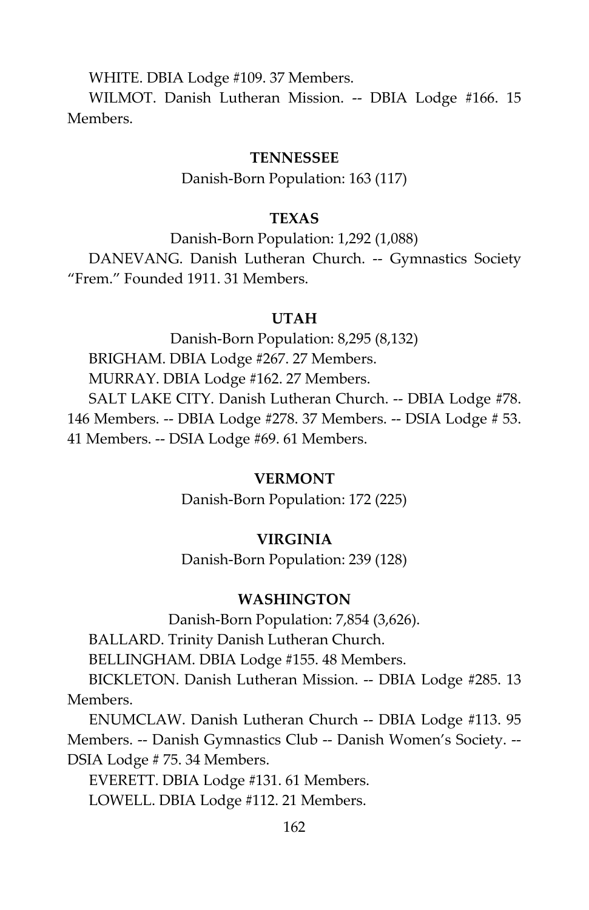WHITE. DBIA Lodge #109. 37 Members.

WILMOT. Danish Lutheran Mission. -- DBIA Lodge #166. 15 Members.

### TENNESSEE

Danish-Born Population: 163 (117)

### TEXAS

Danish-Born Population: 1,292 (1,088)

DANEVANG. Danish Lutheran Church. -- Gymnastics Society "Frem." Founded 1911. 31 Members.

### UTAH

Danish-Born Population: 8,295 (8,132)

BRIGHAM. DBIA Lodge #267. 27 Members.

MURRAY. DBIA Lodge #162. 27 Members.

SALT LAKE CITY. Danish Lutheran Church. -- DBIA Lodge #78. 146 Members. -- DBIA Lodge #278. 37 Members. -- DSIA Lodge # 53. 41 Members. -- DSIA Lodge #69. 61 Members.

### VERMONT

Danish-Born Population: 172 (225)

### VIRGINIA

Danish-Born Population: 239 (128)

### WASHINGTON

Danish-Born Population: 7,854 (3,626).

BALLARD. Trinity Danish Lutheran Church.

BELLINGHAM. DBIA Lodge #155. 48 Members.

BICKLETON. Danish Lutheran Mission. -- DBIA Lodge #285. 13 Members.

ENUMCLAW. Danish Lutheran Church -- DBIA Lodge #113. 95 Members. -- Danish Gymnastics Club -- Danish Women's Society. -- DSIA Lodge # 75. 34 Members.

EVERETT. DBIA Lodge #131. 61 Members.

LOWELL. DBIA Lodge #112. 21 Members.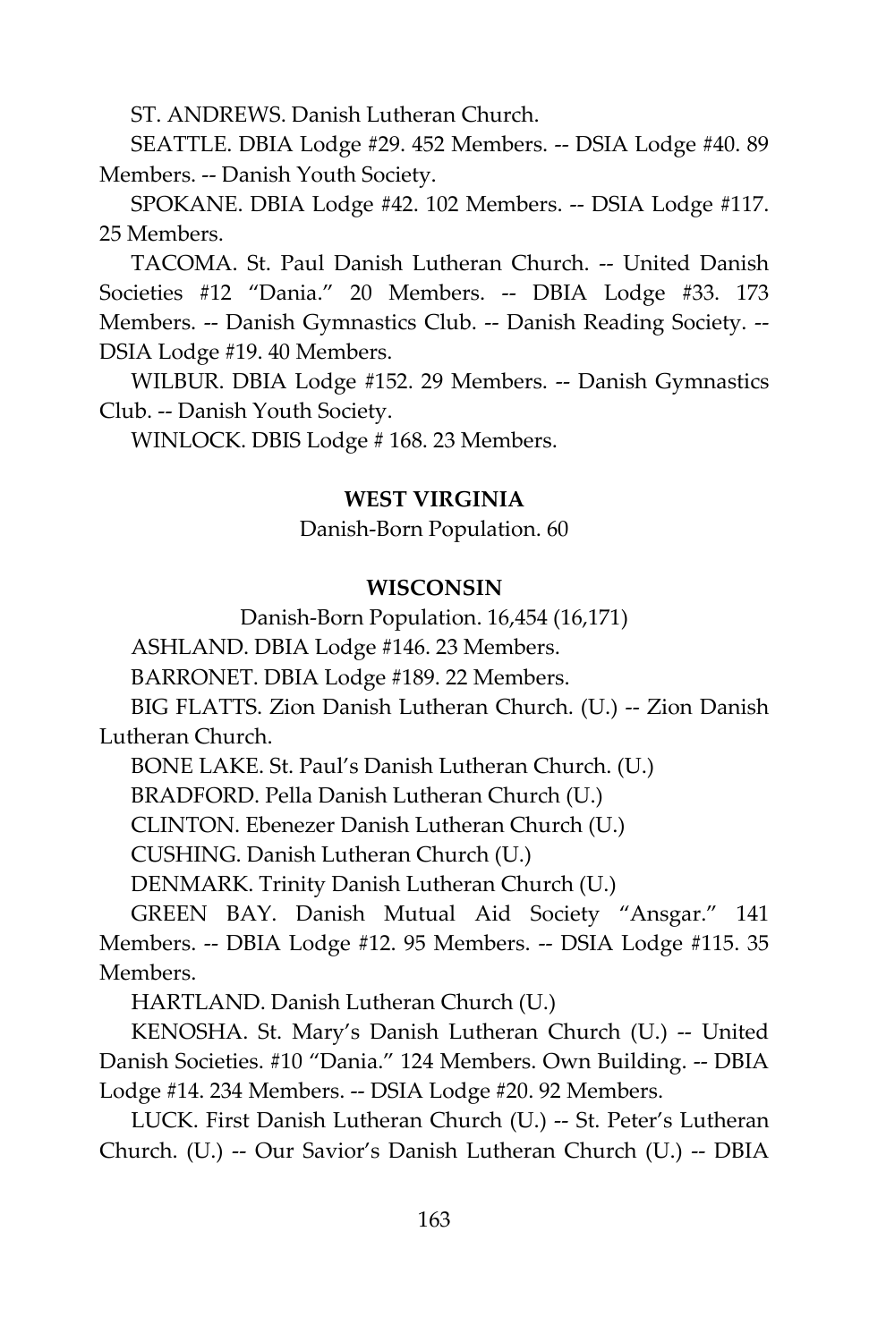ST. ANDREWS. Danish Lutheran Church.

SEATTLE. DBIA Lodge #29. 452 Members. -- DSIA Lodge #40. 89 Members. -- Danish Youth Society.

SPOKANE. DBIA Lodge #42. 102 Members. -- DSIA Lodge #117. 25 Members.

TACOMA. St. Paul Danish Lutheran Church. -- United Danish Societies #12 "Dania." 20 Members. -- DBIA Lodge #33. 173 Members. -- Danish Gymnastics Club. -- Danish Reading Society. -- DSIA Lodge #19. 40 Members.

WILBUR. DBIA Lodge #152. 29 Members. -- Danish Gymnastics Club. -- Danish Youth Society.

WINLOCK. DBIS Lodge # 168. 23 Members.

## WEST VIRGINIA

Danish-Born Population. 60

## WISCONSIN

Danish-Born Population. 16,454 (16,171)

ASHLAND. DBIA Lodge #146. 23 Members.

BARRONET. DBIA Lodge #189. 22 Members.

BIG FLATTS. Zion Danish Lutheran Church. (U.) -- Zion Danish Lutheran Church.

BONE LAKE. St. Paul's Danish Lutheran Church. (U.)

BRADFORD. Pella Danish Lutheran Church (U.)

CLINTON. Ebenezer Danish Lutheran Church (U.)

CUSHING. Danish Lutheran Church (U.)

DENMARK. Trinity Danish Lutheran Church (U.)

GREEN BAY. Danish Mutual Aid Society "Ansgar." 141 Members. -- DBIA Lodge #12. 95 Members. -- DSIA Lodge #115. 35 Members.

HARTLAND. Danish Lutheran Church (U.)

KENOSHA. St. Mary's Danish Lutheran Church (U.) -- United Danish Societies. #10 "Dania." 124 Members. Own Building. -- DBIA Lodge #14. 234 Members. -- DSIA Lodge #20. 92 Members.

LUCK. First Danish Lutheran Church (U.) -- St. Peter's Lutheran Church. (U.) -- Our Savior's Danish Lutheran Church (U.) -- DBIA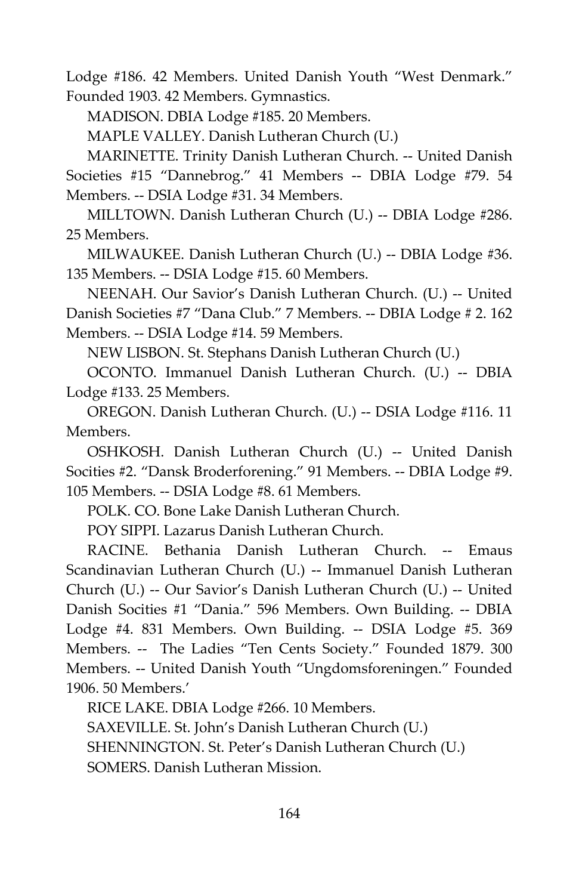Lodge #186. 42 Members. United Danish Youth "West Denmark." Founded 1903. 42 Members. Gymnastics.

MADISON. DBIA Lodge #185. 20 Members.

MAPLE VALLEY. Danish Lutheran Church (U.)

MARINETTE. Trinity Danish Lutheran Church. -- United Danish Societies #15 "Dannebrog." 41 Members -- DBIA Lodge #79. 54 Members. -- DSIA Lodge #31. 34 Members.

MILLTOWN. Danish Lutheran Church (U.) -- DBIA Lodge #286. 25 Members.

MILWAUKEE. Danish Lutheran Church (U.) -- DBIA Lodge #36. 135 Members. -- DSIA Lodge #15. 60 Members.

NEENAH. Our Savior's Danish Lutheran Church. (U.) -- United Danish Societies #7 "Dana Club." 7 Members. -- DBIA Lodge # 2. 162 Members. -- DSIA Lodge #14. 59 Members.

NEW LISBON. St. Stephans Danish Lutheran Church (U.)

OCONTO. Immanuel Danish Lutheran Church. (U.) -- DBIA Lodge #133. 25 Members.

OREGON. Danish Lutheran Church. (U.) -- DSIA Lodge #116. 11 Members.

OSHKOSH. Danish Lutheran Church (U.) -- United Danish Socities #2. "Dansk Broderforening." 91 Members. -- DBIA Lodge #9. 105 Members. -- DSIA Lodge #8. 61 Members.

POLK. CO. Bone Lake Danish Lutheran Church.

POY SIPPI. Lazarus Danish Lutheran Church.

RACINE. Bethania Danish Lutheran Church. -- Emaus Scandinavian Lutheran Church (U.) -- Immanuel Danish Lutheran Church (U.) -- Our Savior's Danish Lutheran Church (U.) -- United Danish Socities #1 "Dania." 596 Members. Own Building. -- DBIA Lodge #4. 831 Members. Own Building. -- DSIA Lodge #5. 369 Members. -- The Ladies "Ten Cents Society." Founded 1879. 300 Members. -- United Danish Youth "Ungdomsforeningen." Founded 1906. 50 Members.'

RICE LAKE. DBIA Lodge #266. 10 Members.

SAXEVILLE. St. John's Danish Lutheran Church (U.)

SHENNINGTON. St. Peter's Danish Lutheran Church (U.)

SOMERS. Danish Lutheran Mission.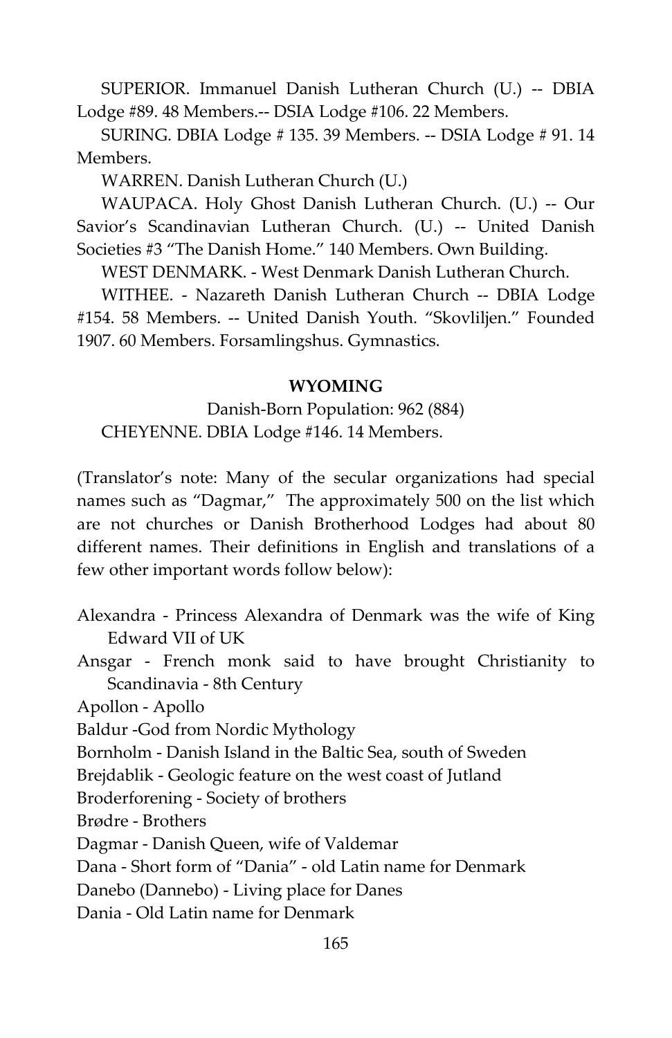SUPERIOR. Immanuel Danish Lutheran Church (U.) -- DBIA Lodge #89. 48 Members.-- DSIA Lodge #106. 22 Members.

SURING. DBIA Lodge # 135. 39 Members. -- DSIA Lodge # 91. 14 Members.

WARREN. Danish Lutheran Church (U.)

WAUPACA. Holy Ghost Danish Lutheran Church. (U.) -- Our Savior's Scandinavian Lutheran Church. (U.) -- United Danish Societies #3 "The Danish Home." 140 Members. Own Building.

WEST DENMARK. - West Denmark Danish Lutheran Church.

WITHEE. - Nazareth Danish Lutheran Church -- DBIA Lodge #154. 58 Members. -- United Danish Youth. "Skovliljen." Founded 1907. 60 Members. Forsamlingshus. Gymnastics.

## WYOMING

Danish-Born Population: 962 (884)

CHEYENNE. DBIA Lodge #146. 14 Members.

(Translator's note: Many of the secular organizations had special names such as "Dagmar," The approximately 500 on the list which are not churches or Danish Brotherhood Lodges had about 80 different names. Their definitions in English and translations of a few other important words follow below):

Alexandra - Princess Alexandra of Denmark was the wife of King Edward VII of UK

Ansgar - French monk said to have brought Christianity to Scandinavia - 8th Century

Apollon - Apollo

Baldur -God from Nordic Mythology

Bornholm - Danish Island in the Baltic Sea, south of Sweden

Brejdablik - Geologic feature on the west coast of Jutland

Broderforening - Society of brothers

Brødre - Brothers

Dagmar - Danish Queen, wife of Valdemar

Dana - Short form of "Dania" - old Latin name for Denmark

Danebo (Dannebo) - Living place for Danes

Dania - Old Latin name for Denmark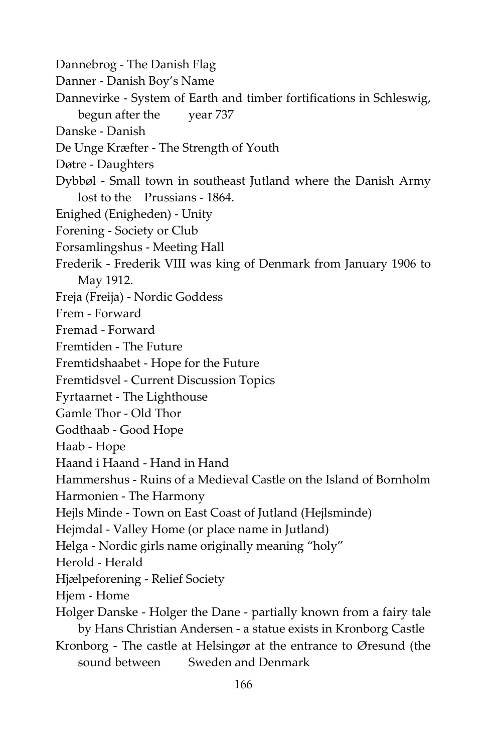Dannebrog - The Danish Flag

Danner - Danish Boy's Name

Dannevirke - System of Earth and timber fortifications in Schleswig, begun after the year 737

Danske - Danish

De Unge Kræfter - The Strength of Youth

Døtre - Daughters

Dybbøl - Small town in southeast Jutland where the Danish Army lost to the Prussians - 1864.

Enighed (Enigheden) - Unity

Forening - Society or Club

Forsamlingshus - Meeting Hall

Frederik - Frederik VIII was king of Denmark from January 1906 to May 1912.

Freja (Freija) - Nordic Goddess

Frem - Forward

Fremad - Forward

Fremtiden - The Future

Fremtidshaabet - Hope for the Future

Fremtidsvel - Current Discussion Topics

Fyrtaarnet - The Lighthouse

Gamle Thor - Old Thor

Godthaab - Good Hope

Haab - Hope

Haand i Haand - Hand in Hand

Hammershus - Ruins of a Medieval Castle on the Island of Bornholm

Harmonien - The Harmony

Hejls Minde - Town on East Coast of Jutland (Hejlsminde)

Hejmdal - Valley Home (or place name in Jutland)

Helga - Nordic girls name originally meaning "holy"

Herold - Herald

Hjælpeforening - Relief Society

Hjem - Home

Holger Danske - Holger the Dane - partially known from a fairy tale by Hans Christian Andersen - a statue exists in Kronborg Castle

Kronborg - The castle at Helsingør at the entrance to Øresund (the sound between Sweden and Denmark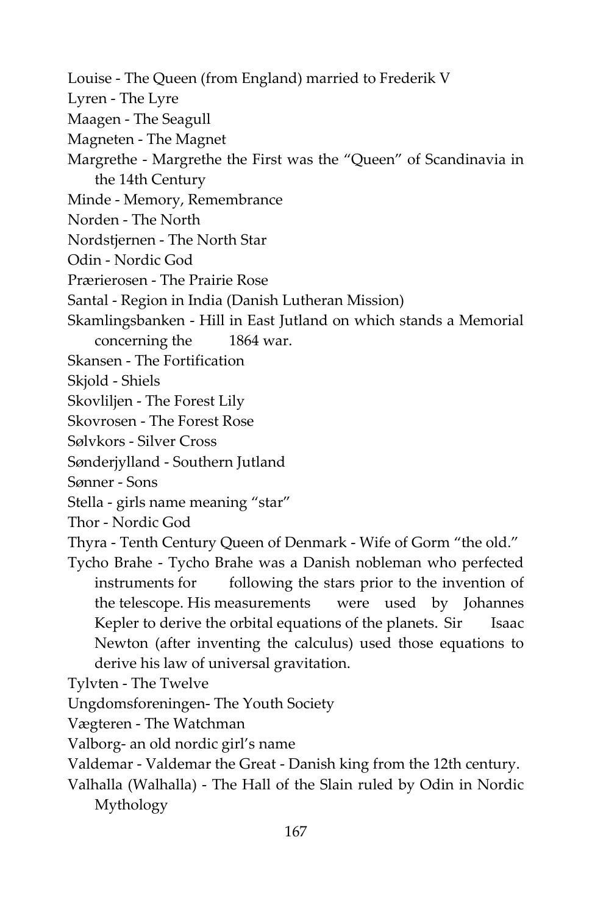Louise - The Queen (from England) married to Frederik V

Lyren - The Lyre

Maagen - The Seagull

Magneten - The Magnet

Margrethe - Margrethe the First was the "Queen" of Scandinavia in the 14th Century

Minde - Memory, Remembrance

Norden - The North

Nordstjernen - The North Star

Odin - Nordic God

Prærierosen - The Prairie Rose

Santal - Region in India (Danish Lutheran Mission)

Skamlingsbanken - Hill in East Jutland on which stands a Memorial concerning the 1864 war.

Skansen - The Fortification

Skjold - Shiels

Skovliljen - The Forest Lily

Skovrosen - The Forest Rose

Sølvkors - Silver Cross

Sønderjylland - Southern Jutland

Sønner - Sons

Stella - girls name meaning "star"

Thor - Nordic God

Thyra - Tenth Century Queen of Denmark - Wife of Gorm "the old."

Tycho Brahe - Tycho Brahe was a Danish nobleman who perfected instruments for following the stars prior to the invention of the telescope. His measurements were used by Johannes Kepler to derive the orbital equations of the planets. Sir Isaac Newton (after inventing the calculus) used those equations to derive his law of universal gravitation.

Tylvten - The Twelve

Ungdomsforeningen- The Youth Society

Vægteren - The Watchman

Valborg- an old nordic girl's name

Valdemar - Valdemar the Great - Danish king from the 12th century.

Valhalla (Walhalla) - The Hall of the Slain ruled by Odin in Nordic Mythology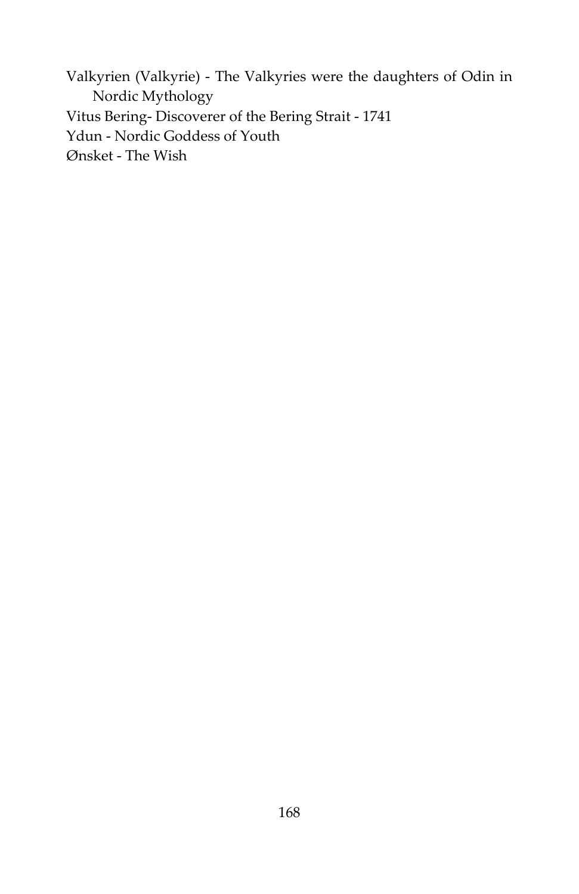Valkyrien (Valkyrie) - The Valkyries were the daughters of Odin in Nordic Mythology

Vitus Bering- Discoverer of the Bering Strait - 1741

Ydun - Nordic Goddess of Youth

Ønsket - The Wish